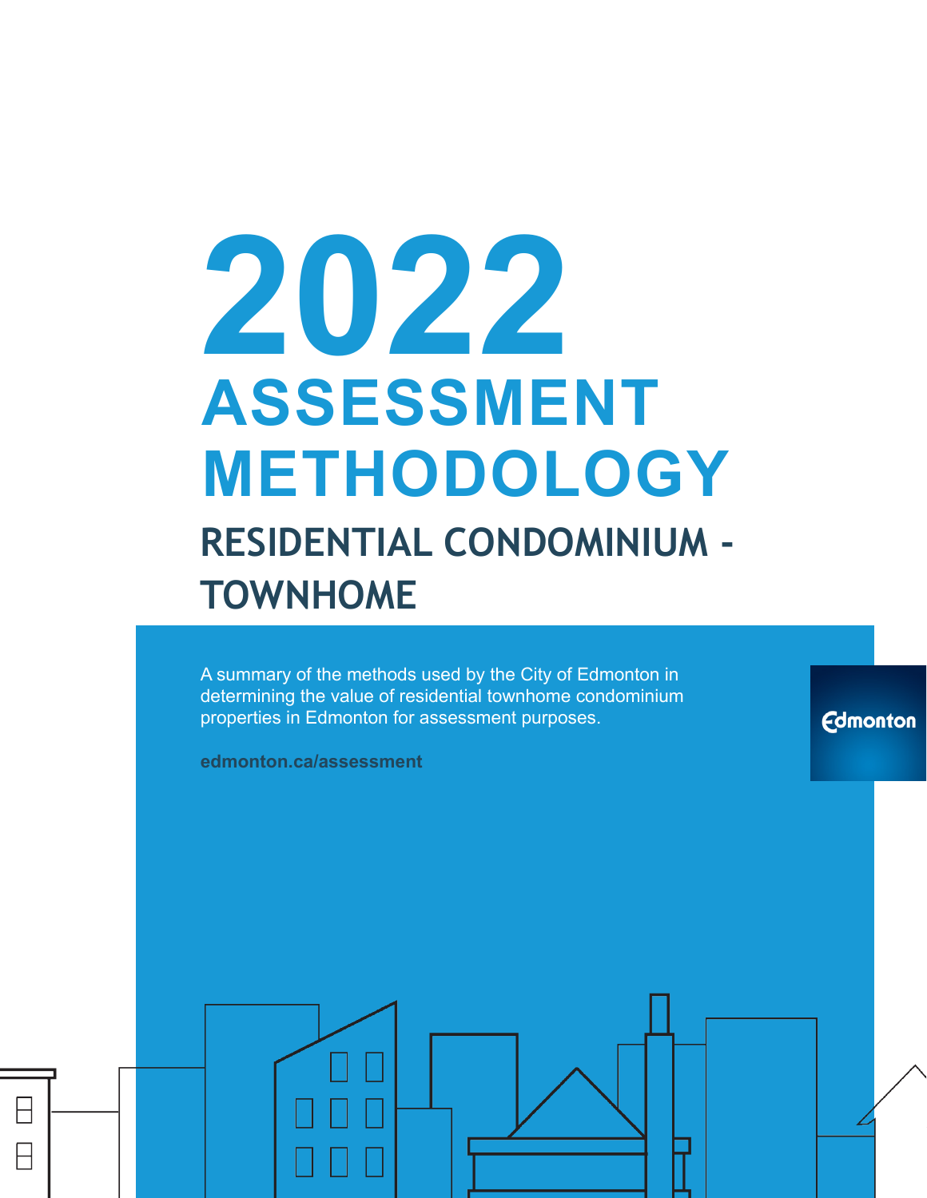# 2022 ASSESSMENT METHODOLOGY

## RESIDENTIAL CONDOMINIUM - TOWNHOME

A summary of the methods used by the City of Edmonton in determining the value of residential townhome condominium properties in Edmonton for assessment purposes.

**edmonton.ca/assessment**

Edmonton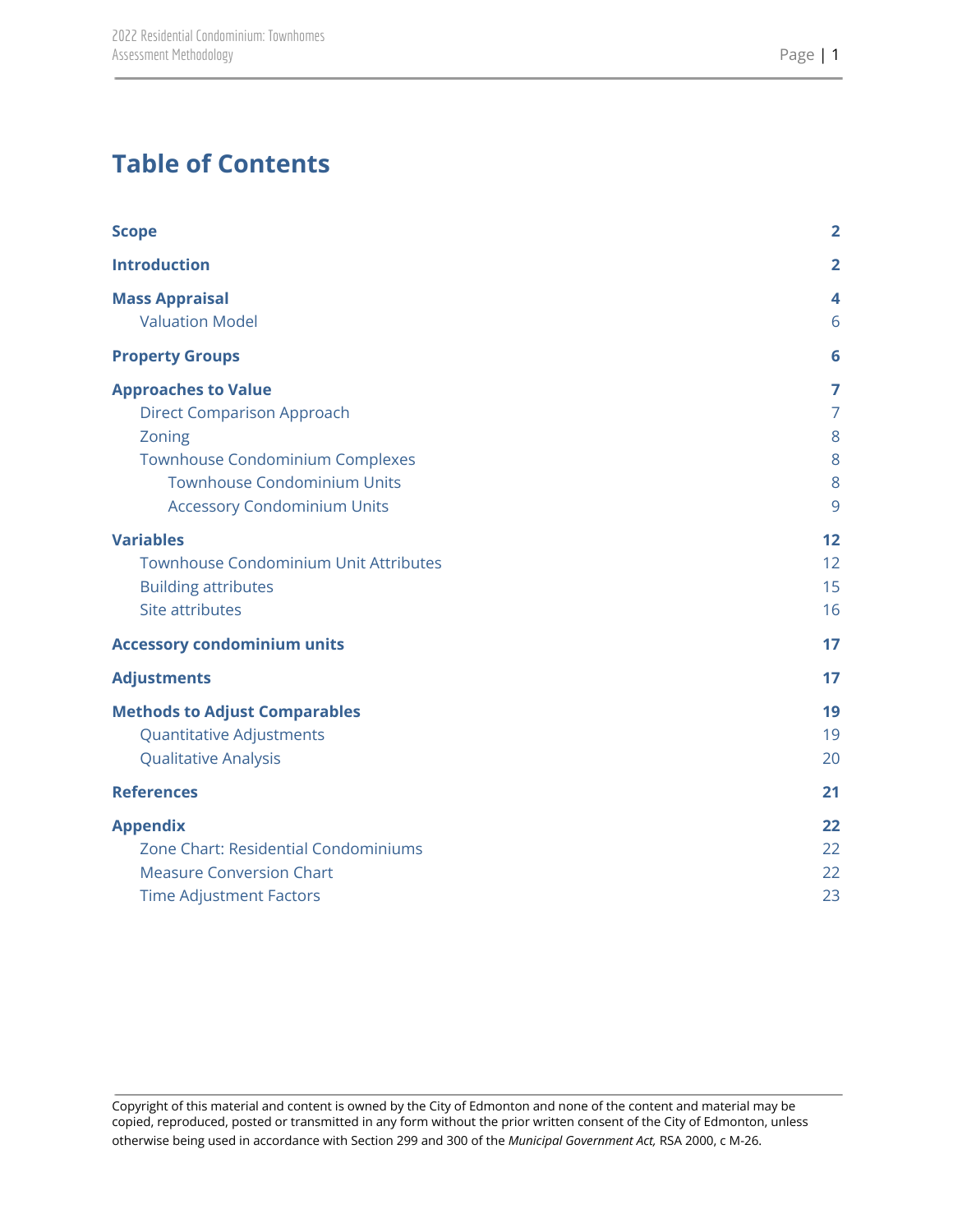# Table of Contents

| | |
|---|---|
| **Scope** | **2** |
| **Introduction** | **2** |
| **Mass Appraisal** | **4** |
| Valuation Model | 6 |
| **Property Groups** | **6** |
| **Approaches to Value** | **7** |
| Direct Comparison Approach | 7 |
| Zoning | 8 |
| Townhouse Condominium Complexes | 8 |
| Townhouse Condominium Units | 8 |
| Accessory Condominium Units | 9 |
| **Variables** | **12** |
| Townhouse Condominium Unit Attributes | 12 |
| Building attributes | 15 |
| Site attributes | 16 |
| **Accessory condominium units** | **17** |
| **Adjustments** | **17** |
| **Methods to Adjust Comparables** | **19** |
| Quantitative Adjustments | 19 |
| Qualitative Analysis | 20 |
| **References** | **21** |
| **Appendix** | **22** |
| Zone Chart: Residential Condominiums | 22 |
| Measure Conversion Chart | 22 |
| Time Adjustment Factors | 23 |

Copyright of this material and content is owned by the City of Edmonton and none of the content and material may be copied, reproduced, posted or transmitted in any form without the prior written consent of the City of Edmonton, unless otherwise being used in accordance with Section 299 and 300 of the *Municipal Government Act,* RSA 2000, c M-26.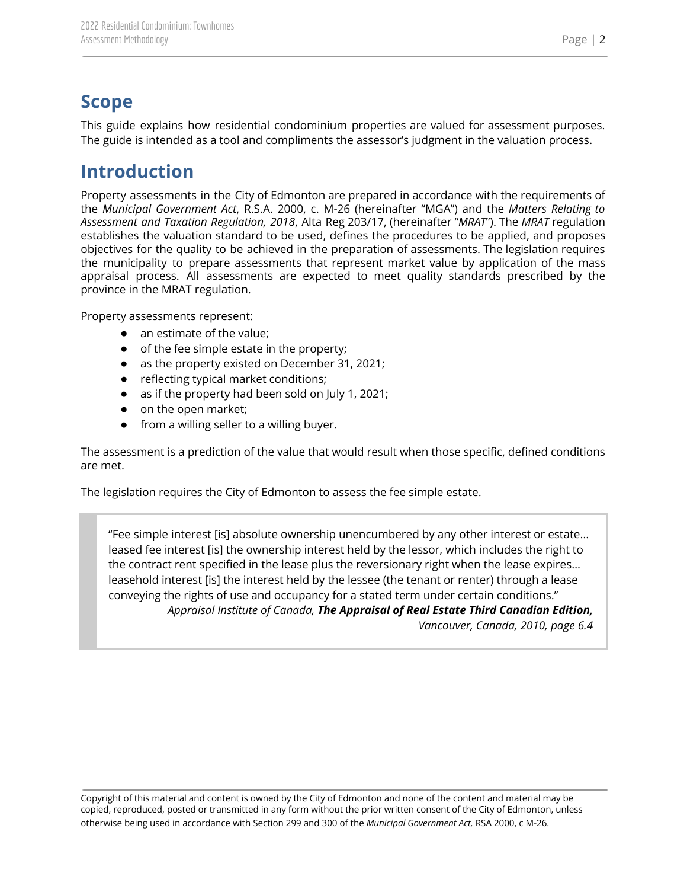## Scope

This guide explains how residential condominium properties are valued for assessment purposes. The guide is intended as a tool and compliments the assessor's judgment in the valuation process.

## Introduction

Property assessments in the City of Edmonton are prepared in accordance with the requirements of the *Municipal Government Act*, R.S.A. 2000, c. M-26 (hereinafter "MGA") and the *Matters Relating to Assessment and Taxation Regulation, 2018*, Alta Reg 203/17, (hereinafter "*MRAT*"). The *MRAT* regulation establishes the valuation standard to be used, defines the procedures to be applied, and proposes objectives for the quality to be achieved in the preparation of assessments. The legislation requires the municipality to prepare assessments that represent market value by application of the mass appraisal process. All assessments are expected to meet quality standards prescribed by the province in the MRAT regulation.

Property assessments represent:

- an estimate of the value;
- of the fee simple estate in the property;
- as the property existed on December 31, 2021;
- reflecting typical market conditions;
- as if the property had been sold on July 1, 2021;
- on the open market;
- from a willing seller to a willing buyer.

The assessment is a prediction of the value that would result when those specific, defined conditions are met.

The legislation requires the City of Edmonton to assess the fee simple estate.

> "Fee simple interest [is] absolute ownership unencumbered by any other interest or estate… leased fee interest [is] the ownership interest held by the lessor, which includes the right to the contract rent specified in the lease plus the reversionary right when the lease expires… leasehold interest [is] the interest held by the lessee (the tenant or renter) through a lease conveying the rights of use and occupancy for a stated term under certain conditions."
>
> *Appraisal Institute of Canada,* ***The Appraisal of Real Estate Third Canadian Edition,*** *Vancouver, Canada, 2010, page 6.4*

Copyright of this material and content is owned by the City of Edmonton and none of the content and material may be copied, reproduced, posted or transmitted in any form without the prior written consent of the City of Edmonton, unless otherwise being used in accordance with Section 299 and 300 of the *Municipal Government Act,* RSA 2000, c M-26.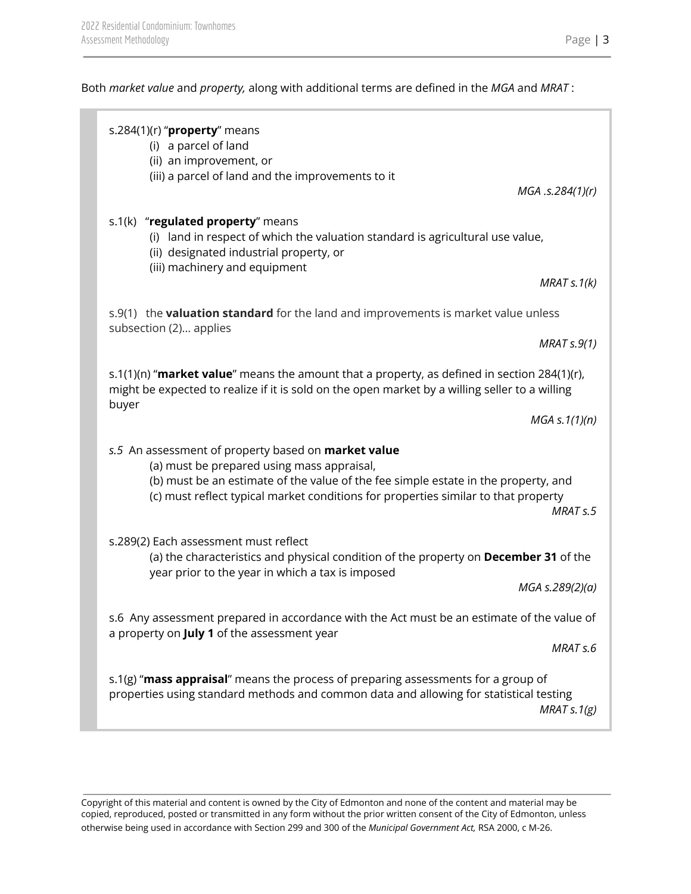Both *market value* and *property,* along with additional terms are defined in the *MGA* and *MRAT* :

> s.284(1)(r) "**property**" means
> (i) a parcel of land
> (ii) an improvement, or
> (iii) a parcel of land and the improvements to it
>
> *MGA .s.284(1)(r)*
>
> s.1(k) "**regulated property**" means
> (i) land in respect of which the valuation standard is agricultural use value,
> (ii) designated industrial property, or
> (iii) machinery and equipment
>
> *MRAT s.1(k)*
>
> s.9(1) the **valuation standard** for the land and improvements is market value unless subsection (2)… applies
>
> *MRAT s.9(1)*
>
> s.1(1)(n) "**market value**" means the amount that a property, as defined in section 284(1)(r), might be expected to realize if it is sold on the open market by a willing seller to a willing buyer
>
> *MGA s.1(1)(n)*
>
> *s.5* An assessment of property based on **market value**
> (a) must be prepared using mass appraisal,
> (b) must be an estimate of the value of the fee simple estate in the property, and
> (c) must reflect typical market conditions for properties similar to that property
>
> *MRAT s.5*
>
> s.289(2) Each assessment must reflect
> (a) the characteristics and physical condition of the property on **December 31** of the year prior to the year in which a tax is imposed
>
> *MGA s.289(2)(a)*
>
> s.6 Any assessment prepared in accordance with the Act must be an estimate of the value of a property on **July 1** of the assessment year
>
> *MRAT s.6*
>
> s.1(g) "**mass appraisal**" means the process of preparing assessments for a group of properties using standard methods and common data and allowing for statistical testing
>
> *MRAT s.1(g)*

Copyright of this material and content is owned by the City of Edmonton and none of the content and material may be copied, reproduced, posted or transmitted in any form without the prior written consent of the City of Edmonton, unless otherwise being used in accordance with Section 299 and 300 of the *Municipal Government Act,* RSA 2000, c M-26.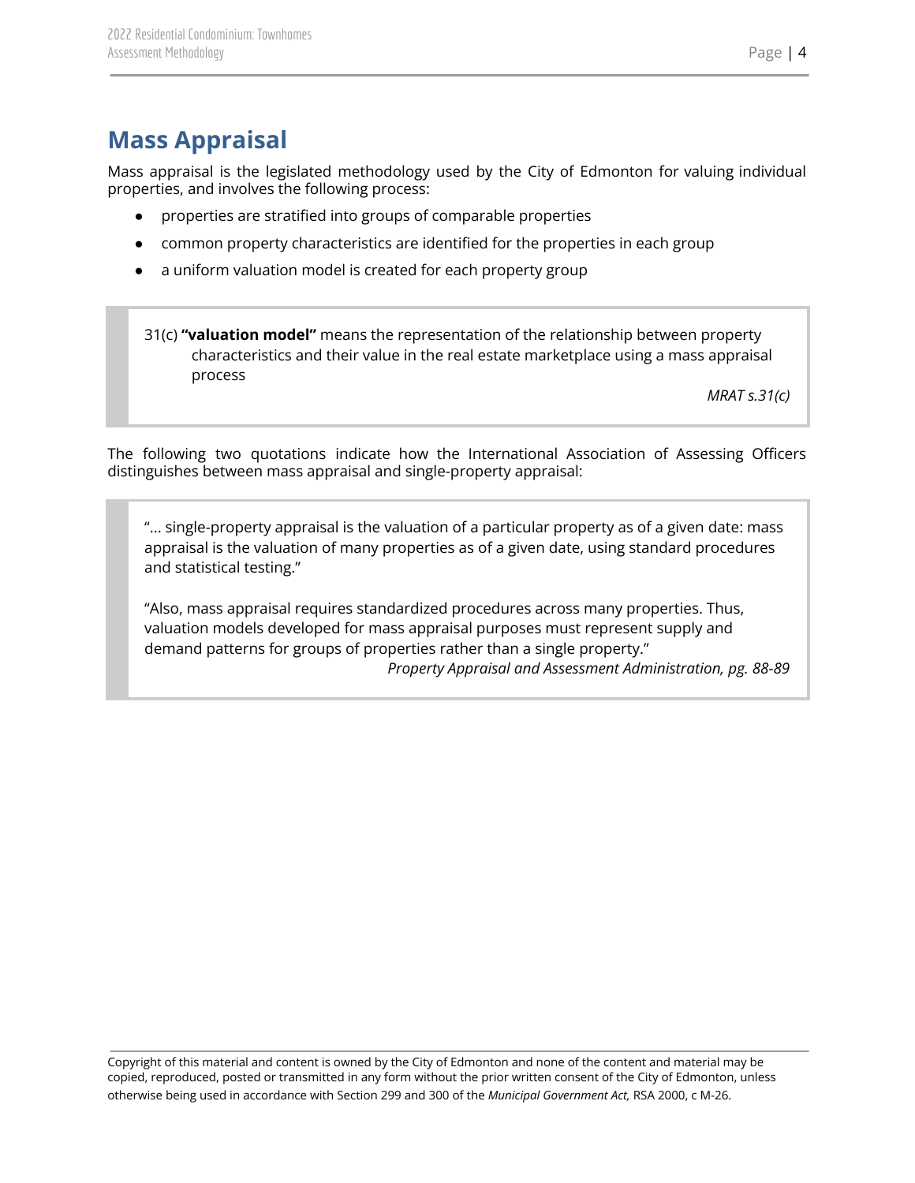# Mass Appraisal

Mass appraisal is the legislated methodology used by the City of Edmonton for valuing individual properties, and involves the following process:

- properties are stratified into groups of comparable properties
- common property characteristics are identified for the properties in each group
- a uniform valuation model is created for each property group

> 31(c) **"valuation model"** means the representation of the relationship between property characteristics and their value in the real estate marketplace using a mass appraisal process
>
> *MRAT s.31(c)*

The following two quotations indicate how the International Association of Assessing Officers distinguishes between mass appraisal and single-property appraisal:

> "... single-property appraisal is the valuation of a particular property as of a given date: mass appraisal is the valuation of many properties as of a given date, using standard procedures and statistical testing."
>
> "Also, mass appraisal requires standardized procedures across many properties. Thus, valuation models developed for mass appraisal purposes must represent supply and demand patterns for groups of properties rather than a single property."
>
> *Property Appraisal and Assessment Administration, pg. 88-89*

Copyright of this material and content is owned by the City of Edmonton and none of the content and material may be copied, reproduced, posted or transmitted in any form without the prior written consent of the City of Edmonton, unless otherwise being used in accordance with Section 299 and 300 of the *Municipal Government Act,* RSA 2000, c M-26.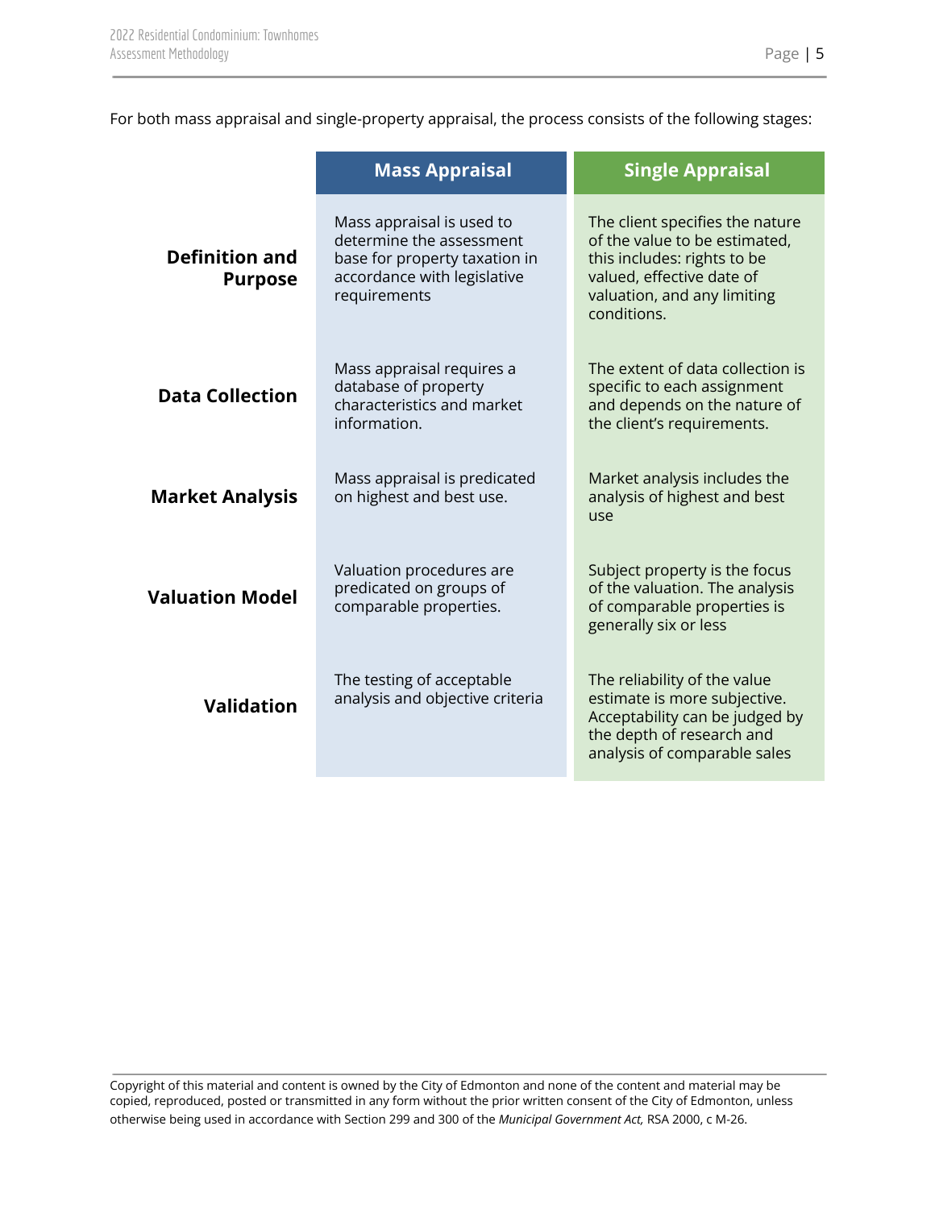For both mass appraisal and single-property appraisal, the process consists of the following stages:

| | Mass Appraisal | Single Appraisal |
|---|---|---|
| **Definition and Purpose** | Mass appraisal is used to determine the assessment base for property taxation in accordance with legislative requirements | The client specifies the nature of the value to be estimated, this includes: rights to be valued, effective date of valuation, and any limiting conditions. |
| **Data Collection** | Mass appraisal requires a database of property characteristics and market information. | The extent of data collection is specific to each assignment and depends on the nature of the client's requirements. |
| **Market Analysis** | Mass appraisal is predicated on highest and best use. | Market analysis includes the analysis of highest and best use |
| **Valuation Model** | Valuation procedures are predicated on groups of comparable properties. | Subject property is the focus of the valuation. The analysis of comparable properties is generally six or less |
| **Validation** | The testing of acceptable analysis and objective criteria | The reliability of the value estimate is more subjective. Acceptability can be judged by the depth of research and analysis of comparable sales |

Copyright of this material and content is owned by the City of Edmonton and none of the content and material may be copied, reproduced, posted or transmitted in any form without the prior written consent of the City of Edmonton, unless otherwise being used in accordance with Section 299 and 300 of the *Municipal Government Act,* RSA 2000, c M-26.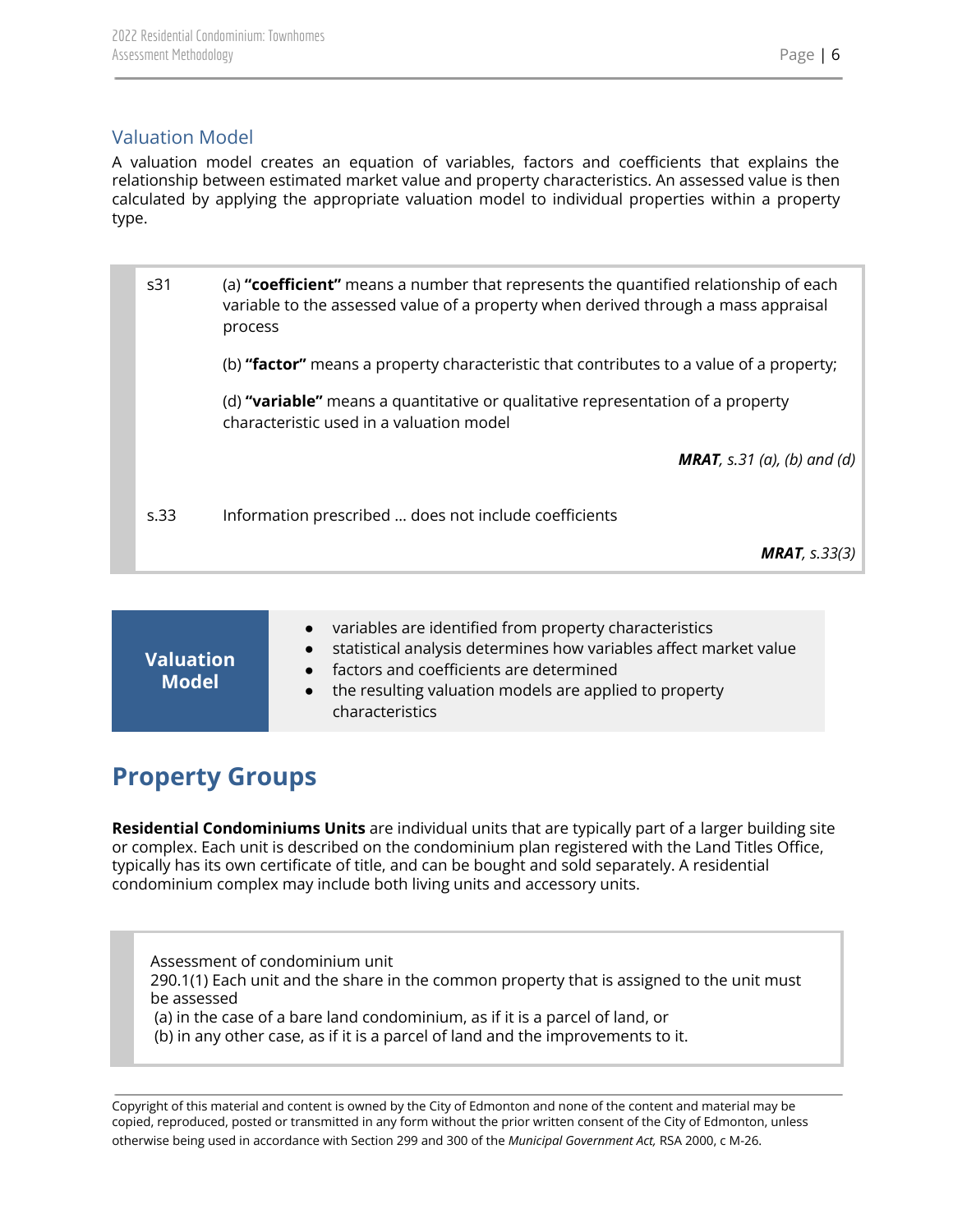## Valuation Model

A valuation model creates an equation of variables, factors and coefficients that explains the relationship between estimated market value and property characteristics. An assessed value is then calculated by applying the appropriate valuation model to individual properties within a property type.

> s31 (a) **"coefficient"** means a number that represents the quantified relationship of each variable to the assessed value of a property when derived through a mass appraisal process
>
> (b) **"factor"** means a property characteristic that contributes to a value of a property;
>
> (d) **"variable"** means a quantitative or qualitative representation of a property characteristic used in a valuation model
>
> ***MRAT**, s.31 (a), (b) and (d)*
>
> s.33 Information prescribed … does not include coefficients
>
> ***MRAT**, s.33(3)*

**Valuation Model**

- variables are identified from property characteristics
- statistical analysis determines how variables affect market value
- factors and coefficients are determined
- the resulting valuation models are applied to property characteristics

# Property Groups

**Residential Condominiums Units** are individual units that are typically part of a larger building site or complex. Each unit is described on the condominium plan registered with the Land Titles Office, typically has its own certificate of title, and can be bought and sold separately. A residential condominium complex may include both living units and accessory units.

> Assessment of condominium unit
> 290.1(1) Each unit and the share in the common property that is assigned to the unit must be assessed
> (a) in the case of a bare land condominium, as if it is a parcel of land, or
> (b) in any other case, as if it is a parcel of land and the improvements to it.

Copyright of this material and content is owned by the City of Edmonton and none of the content and material may be copied, reproduced, posted or transmitted in any form without the prior written consent of the City of Edmonton, unless otherwise being used in accordance with Section 299 and 300 of the *Municipal Government Act,* RSA 2000, c M-26.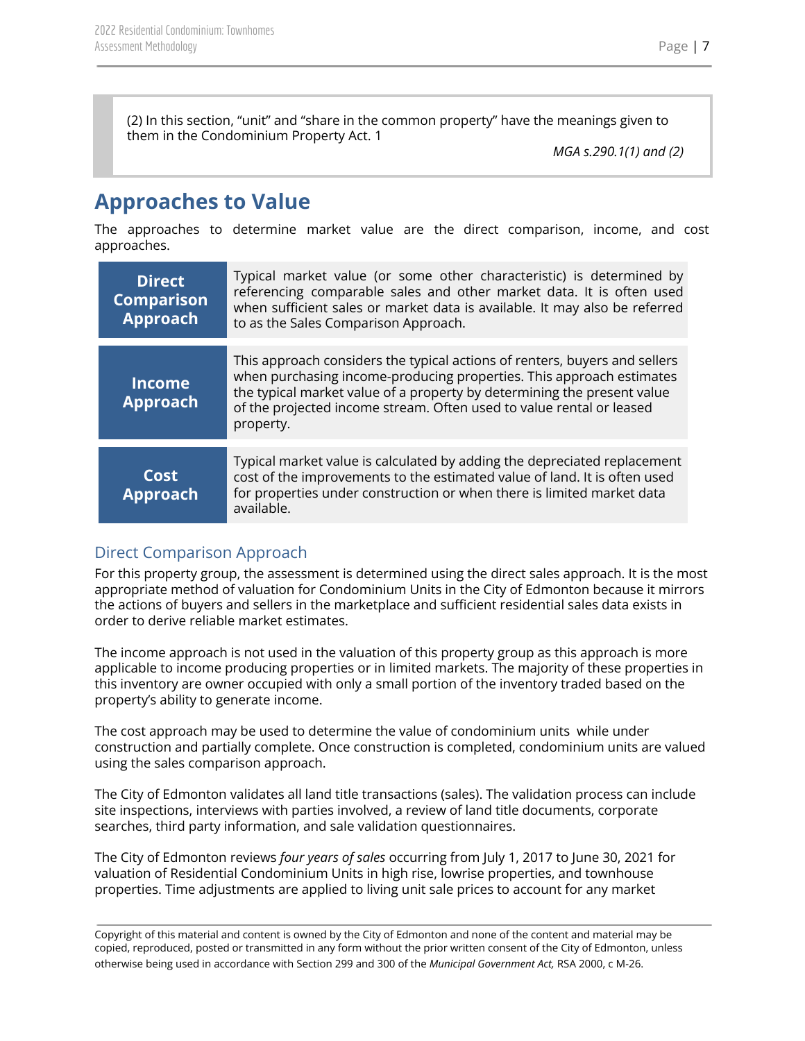> (2) In this section, “unit” and “share in the common property” have the meanings given to them in the Condominium Property Act. 1
>
> *MGA s.290.1(1) and (2)*

## Approaches to Value

The approaches to determine market value are the direct comparison, income, and cost approaches.

| | |
|---|---|
| **Direct Comparison Approach** | Typical market value (or some other characteristic) is determined by referencing comparable sales and other market data. It is often used when sufficient sales or market data is available. It may also be referred to as the Sales Comparison Approach. |
| **Income Approach** | This approach considers the typical actions of renters, buyers and sellers when purchasing income-producing properties. This approach estimates the typical market value of a property by determining the present value of the projected income stream. Often used to value rental or leased property. |
| **Cost Approach** | Typical market value is calculated by adding the depreciated replacement cost of the improvements to the estimated value of land. It is often used for properties under construction or when there is limited market data available. |

### Direct Comparison Approach

For this property group, the assessment is determined using the direct sales approach. It is the most appropriate method of valuation for Condominium Units in the City of Edmonton because it mirrors the actions of buyers and sellers in the marketplace and sufficient residential sales data exists in order to derive reliable market estimates.

The income approach is not used in the valuation of this property group as this approach is more applicable to income producing properties or in limited markets. The majority of these properties in this inventory are owner occupied with only a small portion of the inventory traded based on the property’s ability to generate income.

The cost approach may be used to determine the value of condominium units while under construction and partially complete. Once construction is completed, condominium units are valued using the sales comparison approach.

The City of Edmonton validates all land title transactions (sales). The validation process can include site inspections, interviews with parties involved, a review of land title documents, corporate searches, third party information, and sale validation questionnaires.

The City of Edmonton reviews *four years of sales* occurring from July 1, 2017 to June 30, 2021 for valuation of Residential Condominium Units in high rise, lowrise properties, and townhouse properties. Time adjustments are applied to living unit sale prices to account for any market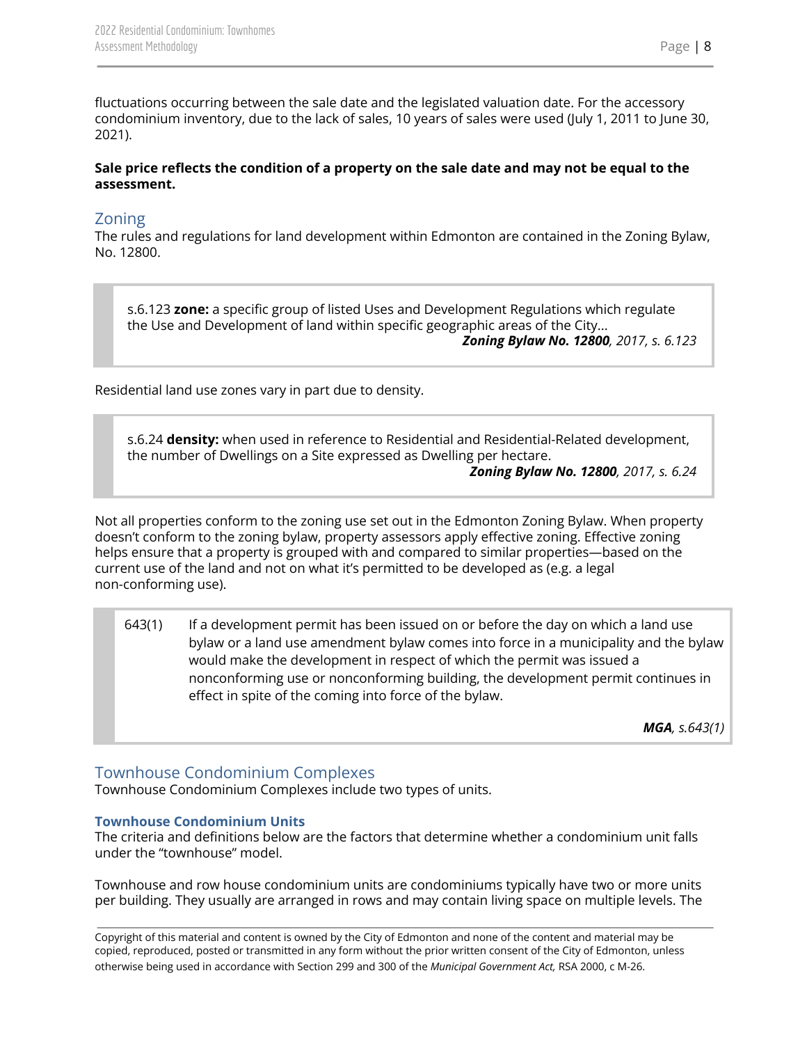fluctuations occurring between the sale date and the legislated valuation date. For the accessory condominium inventory, due to the lack of sales, 10 years of sales were used (July 1, 2011 to June 30, 2021).

**Sale price reflects the condition of a property on the sale date and may not be equal to the assessment.**

## Zoning

The rules and regulations for land development within Edmonton are contained in the Zoning Bylaw, No. 12800.

> s.6.123 **zone:** a specific group of listed Uses and Development Regulations which regulate the Use and Development of land within specific geographic areas of the City…
>
> ***Zoning Bylaw No. 12800****, 2017, s. 6.123*

Residential land use zones vary in part due to density.

> s.6.24 **density:** when used in reference to Residential and Residential-Related development, the number of Dwellings on a Site expressed as Dwelling per hectare.
>
> ***Zoning Bylaw No. 12800****, 2017, s. 6.24*

Not all properties conform to the zoning use set out in the Edmonton Zoning Bylaw. When property doesn't conform to the zoning bylaw, property assessors apply effective zoning. Effective zoning helps ensure that a property is grouped with and compared to similar properties—based on the current use of the land and not on what it's permitted to be developed as (e.g. a legal non-conforming use).

> 643(1) If a development permit has been issued on or before the day on which a land use bylaw or a land use amendment bylaw comes into force in a municipality and the bylaw would make the development in respect of which the permit was issued a nonconforming use or nonconforming building, the development permit continues in effect in spite of the coming into force of the bylaw.
>
> ***MGA****, s.643(1)*

## Townhouse Condominium Complexes

Townhouse Condominium Complexes include two types of units.

### Townhouse Condominium Units

The criteria and definitions below are the factors that determine whether a condominium unit falls under the "townhouse" model.

Townhouse and row house condominium units are condominiums typically have two or more units per building. They usually are arranged in rows and may contain living space on multiple levels. The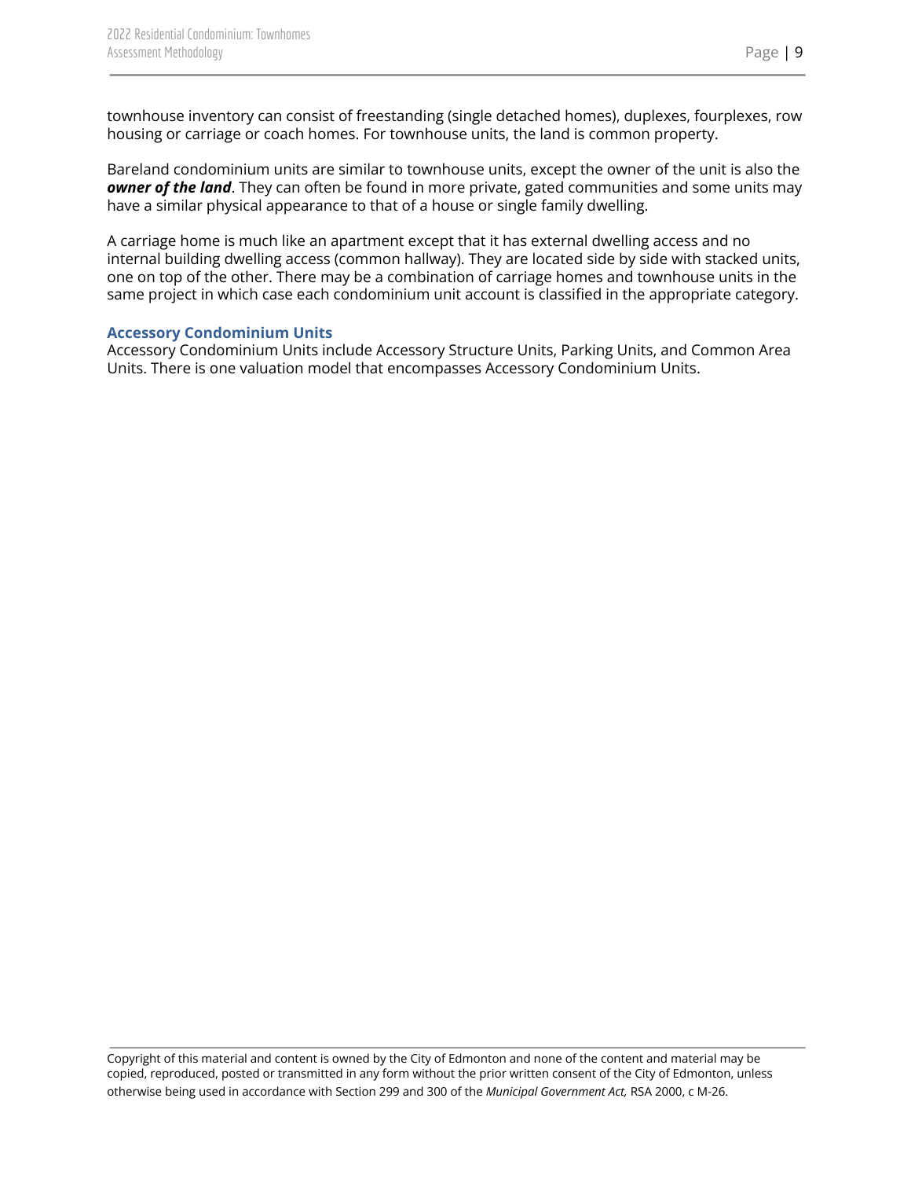townhouse inventory can consist of freestanding (single detached homes), duplexes, fourplexes, row housing or carriage or coach homes. For townhouse units, the land is common property.

Bareland condominium units are similar to townhouse units, except the owner of the unit is also the ***owner of the land***. They can often be found in more private, gated communities and some units may have a similar physical appearance to that of a house or single family dwelling.

A carriage home is much like an apartment except that it has external dwelling access and no internal building dwelling access (common hallway). They are located side by side with stacked units, one on top of the other. There may be a combination of carriage homes and townhouse units in the same project in which case each condominium unit account is classified in the appropriate category.

### Accessory Condominium Units

Accessory Condominium Units include Accessory Structure Units, Parking Units, and Common Area Units. There is one valuation model that encompasses Accessory Condominium Units.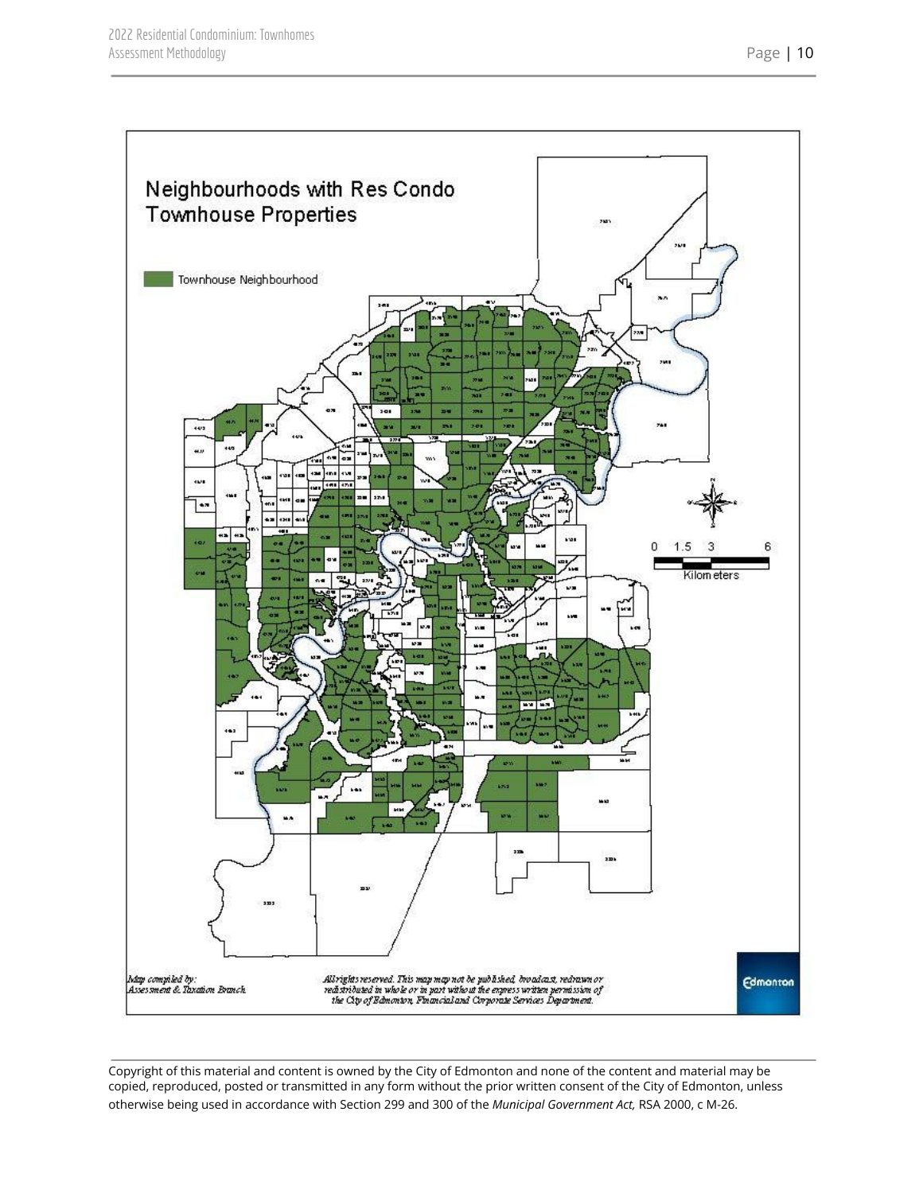## Neighbourhoods with Res Condo Townhouse Properties

Townhouse Neighbourhood

0 1.5 3 6
Kilometers

*Map compiled by: Assessment & Taxation Branch*

*All rights reserved. This map may not be published, broadcast, redrawn or redistributed in whole or in part without the express written permission of the City of Edmonton, Financial and Corporate Services Department.*

Edmonton

Copyright of this material and content is owned by the City of Edmonton and none of the content and material may be copied, reproduced, posted or transmitted in any form without the prior written consent of the City of Edmonton, unless otherwise being used in accordance with Section 299 and 300 of the *Municipal Government Act,* RSA 2000, c M-26.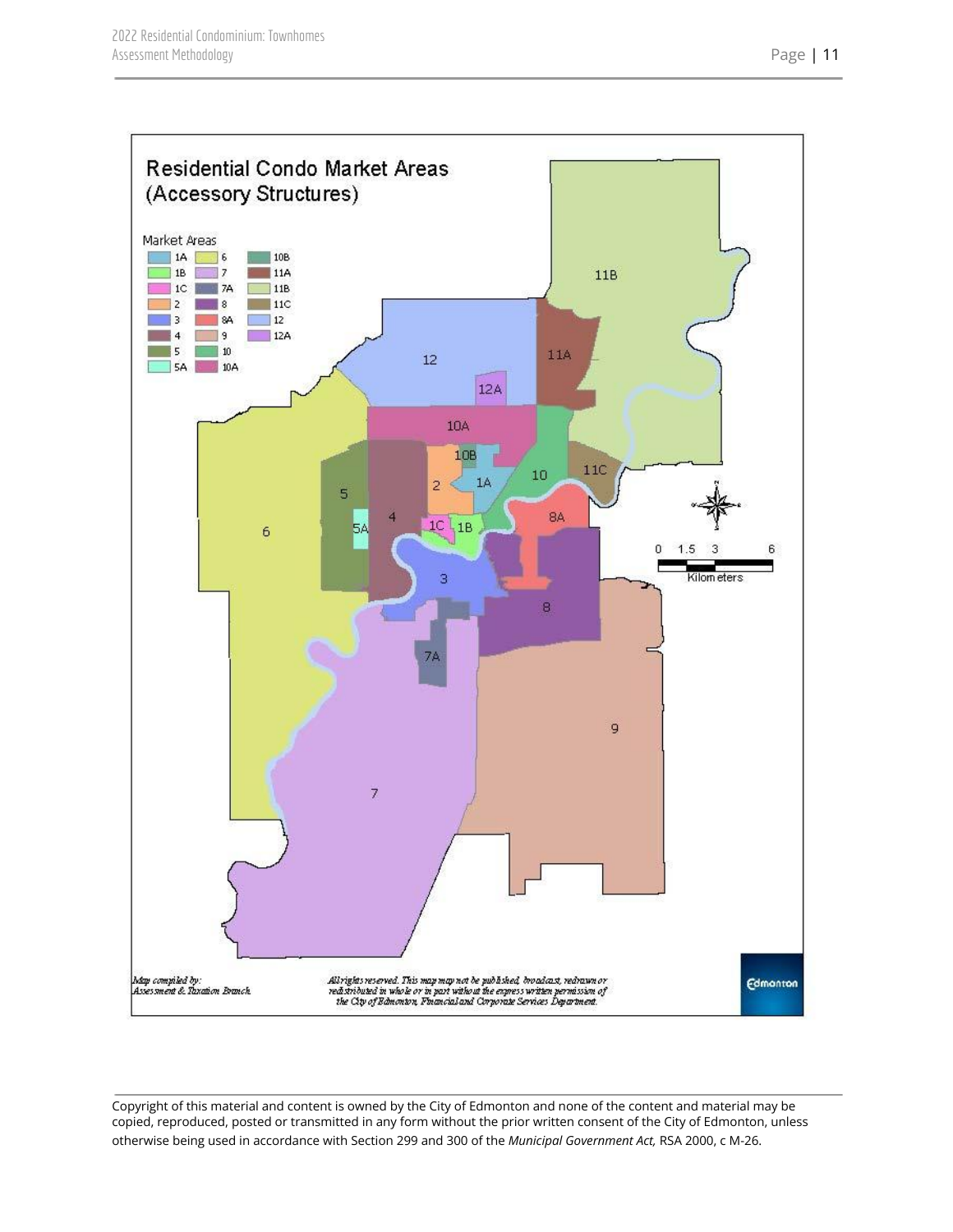## Residential Condo Market Areas (Accessory Structures)

Market Areas

| | | |
|---|---|---|
| 1A | 6 | 10B |
| 1B | 7 | 11A |
| 1C | 7A | 11B |
| 2 | 8 | 11C |
| 3 | 8A | 12 |
| 4 | 9 | 12A |
| 5 | 10 | |
| 5A | 10A | |

0 1.5 3 6 Kilometers

*Map compiled by: Assessment & Taxation Branch*

*All rights reserved. This map may not be published, broadcast, redrawn or redistributed in whole or in part without the express written permission of the City of Edmonton, Financial and Corporate Services Department.*

Edmonton

Copyright of this material and content is owned by the City of Edmonton and none of the content and material may be copied, reproduced, posted or transmitted in any form without the prior written consent of the City of Edmonton, unless otherwise being used in accordance with Section 299 and 300 of the *Municipal Government Act,* RSA 2000, c M-26.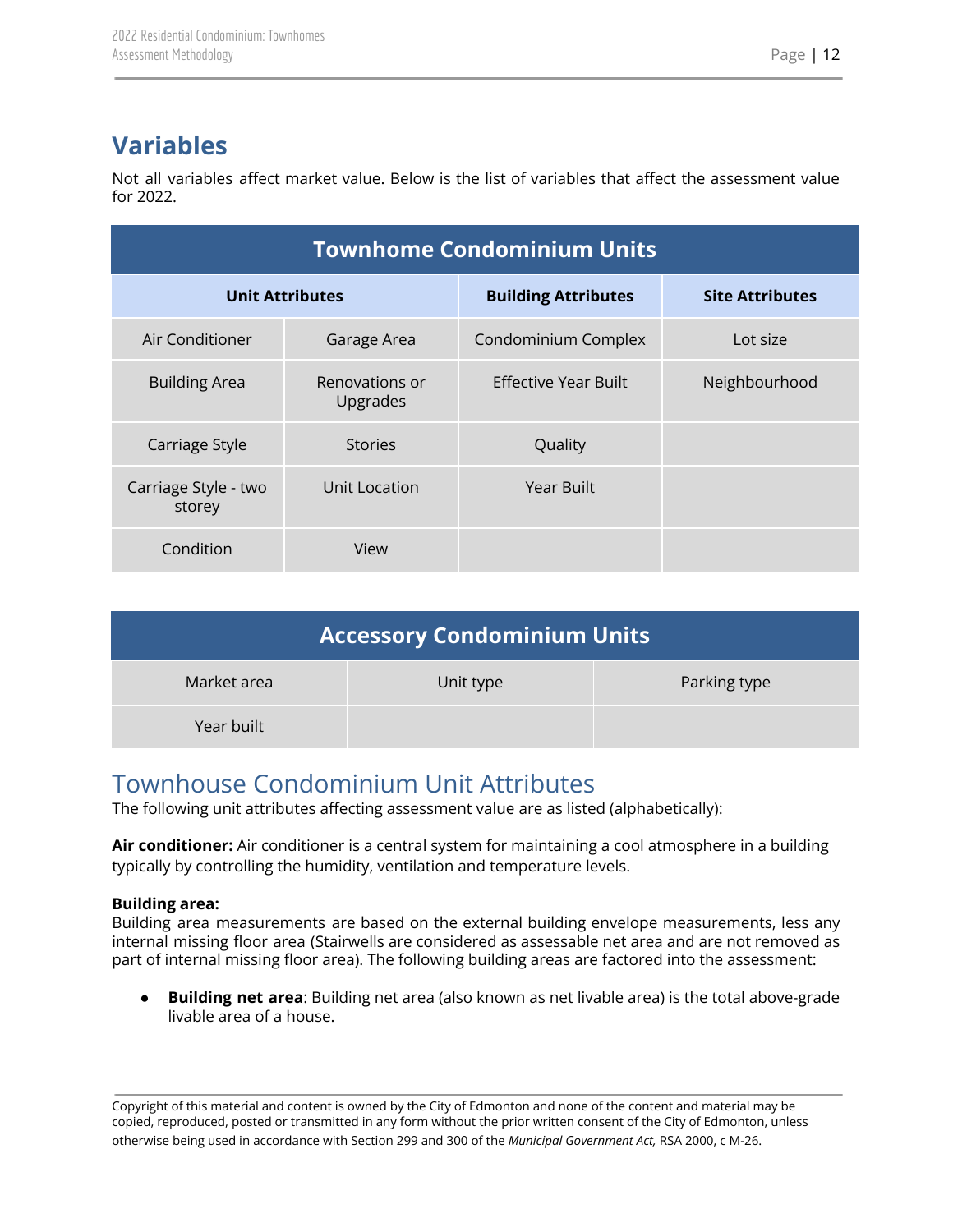# Variables

Not all variables affect market value. Below is the list of variables that affect the assessment value for 2022.

| Townhome Condominium Units | | | |
|---|---|---|---|
| **Unit Attributes** | | **Building Attributes** | **Site Attributes** |
| Air Conditioner | Garage Area | Condominium Complex | Lot size |
| Building Area | Renovations or Upgrades | Effective Year Built | Neighbourhood |
| Carriage Style | Stories | Quality | |
| Carriage Style - two storey | Unit Location | Year Built | |
| Condition | View | | |

| Accessory Condominium Units | | |
|---|---|---|
| Market area | Unit type | Parking type |
| Year built | | |

## Townhouse Condominium Unit Attributes

The following unit attributes affecting assessment value are as listed (alphabetically):

**Air conditioner:** Air conditioner is a central system for maintaining a cool atmosphere in a building typically by controlling the humidity, ventilation and temperature levels.

**Building area:**
Building area measurements are based on the external building envelope measurements, less any internal missing floor area (Stairwells are considered as assessable net area and are not removed as part of internal missing floor area). The following building areas are factored into the assessment:

- **Building net area**: Building net area (also known as net livable area) is the total above-grade livable area of a house.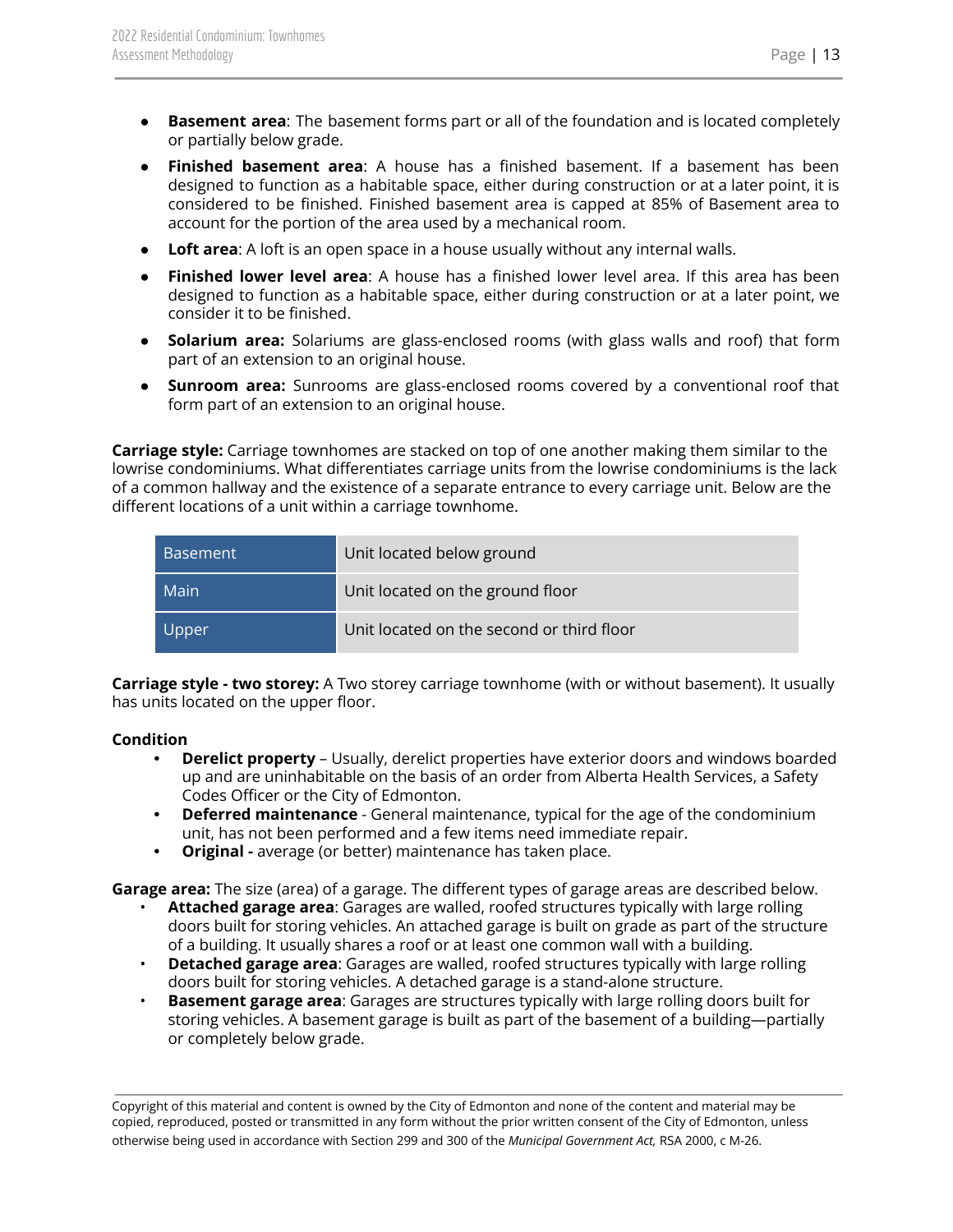- **Basement area**: The basement forms part or all of the foundation and is located completely or partially below grade.
- **Finished basement area**: A house has a finished basement. If a basement has been designed to function as a habitable space, either during construction or at a later point, it is considered to be finished. Finished basement area is capped at 85% of Basement area to account for the portion of the area used by a mechanical room.
- **Loft area**: A loft is an open space in a house usually without any internal walls.
- **Finished lower level area**: A house has a finished lower level area. If this area has been designed to function as a habitable space, either during construction or at a later point, we consider it to be finished.
- **Solarium area:** Solariums are glass-enclosed rooms (with glass walls and roof) that form part of an extension to an original house.
- **Sunroom area:** Sunrooms are glass-enclosed rooms covered by a conventional roof that form part of an extension to an original house.

**Carriage style:** Carriage townhomes are stacked on top of one another making them similar to the lowrise condominiums. What differentiates carriage units from the lowrise condominiums is the lack of a common hallway and the existence of a separate entrance to every carriage unit. Below are the different locations of a unit within a carriage townhome.

| | |
|---|---|
| Basement | Unit located below ground |
| Main | Unit located on the ground floor |
| Upper | Unit located on the second or third floor |

**Carriage style - two storey:** A Two storey carriage townhome (with or without basement). It usually has units located on the upper floor.

**Condition**

- **Derelict property** – Usually, derelict properties have exterior doors and windows boarded up and are uninhabitable on the basis of an order from Alberta Health Services, a Safety Codes Officer or the City of Edmonton.
- **Deferred maintenance** - General maintenance, typical for the age of the condominium unit, has not been performed and a few items need immediate repair.
- **Original -** average (or better) maintenance has taken place.

**Garage area:** The size (area) of a garage. The different types of garage areas are described below.

- **Attached garage area**: Garages are walled, roofed structures typically with large rolling doors built for storing vehicles. An attached garage is built on grade as part of the structure of a building. It usually shares a roof or at least one common wall with a building.
- **Detached garage area**: Garages are walled, roofed structures typically with large rolling doors built for storing vehicles. A detached garage is a stand-alone structure.
- **Basement garage area**: Garages are structures typically with large rolling doors built for storing vehicles. A basement garage is built as part of the basement of a building—partially or completely below grade.

Copyright of this material and content is owned by the City of Edmonton and none of the content and material may be copied, reproduced, posted or transmitted in any form without the prior written consent of the City of Edmonton, unless otherwise being used in accordance with Section 299 and 300 of the *Municipal Government Act,* RSA 2000, c M-26.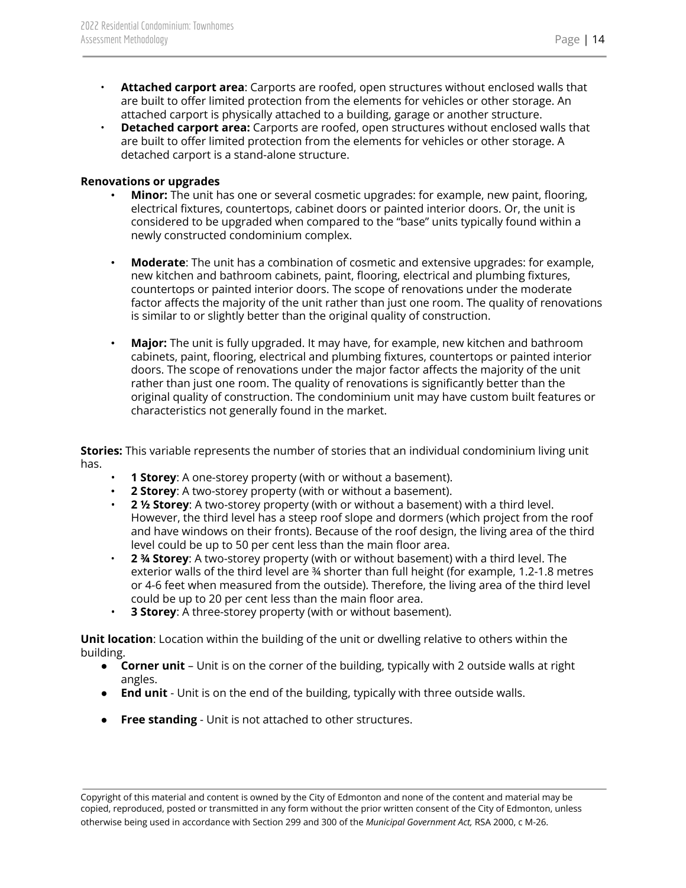- **Attached carport area**: Carports are roofed, open structures without enclosed walls that are built to offer limited protection from the elements for vehicles or other storage. An attached carport is physically attached to a building, garage or another structure.
- **Detached carport area:** Carports are roofed, open structures without enclosed walls that are built to offer limited protection from the elements for vehicles or other storage. A detached carport is a stand-alone structure.

**Renovations or upgrades**

- **Minor:** The unit has one or several cosmetic upgrades: for example, new paint, flooring, electrical fixtures, countertops, cabinet doors or painted interior doors. Or, the unit is considered to be upgraded when compared to the "base" units typically found within a newly constructed condominium complex.

- **Moderate**: The unit has a combination of cosmetic and extensive upgrades: for example, new kitchen and bathroom cabinets, paint, flooring, electrical and plumbing fixtures, countertops or painted interior doors. The scope of renovations under the moderate factor affects the majority of the unit rather than just one room. The quality of renovations is similar to or slightly better than the original quality of construction.

- **Major:** The unit is fully upgraded. It may have, for example, new kitchen and bathroom cabinets, paint, flooring, electrical and plumbing fixtures, countertops or painted interior doors. The scope of renovations under the major factor affects the majority of the unit rather than just one room. The quality of renovations is significantly better than the original quality of construction. The condominium unit may have custom built features or characteristics not generally found in the market.

**Stories:** This variable represents the number of stories that an individual condominium living unit has.

- **1 Storey**: A one-storey property (with or without a basement).
- **2 Storey**: A two-storey property (with or without a basement).
- **2 ½ Storey**: A two-storey property (with or without a basement) with a third level. However, the third level has a steep roof slope and dormers (which project from the roof and have windows on their fronts). Because of the roof design, the living area of the third level could be up to 50 per cent less than the main floor area.
- **2 ¾ Storey**: A two-storey property (with or without basement) with a third level. The exterior walls of the third level are ¾ shorter than full height (for example, 1.2-1.8 metres or 4-6 feet when measured from the outside). Therefore, the living area of the third level could be up to 20 per cent less than the main floor area.
- **3 Storey**: A three-storey property (with or without basement).

**Unit location**: Location within the building of the unit or dwelling relative to others within the building.

- **Corner unit** – Unit is on the corner of the building, typically with 2 outside walls at right angles.
- **End unit** - Unit is on the end of the building, typically with three outside walls.
- **Free standing** - Unit is not attached to other structures.

Copyright of this material and content is owned by the City of Edmonton and none of the content and material may be copied, reproduced, posted or transmitted in any form without the prior written consent of the City of Edmonton, unless otherwise being used in accordance with Section 299 and 300 of the *Municipal Government Act,* RSA 2000, c M-26.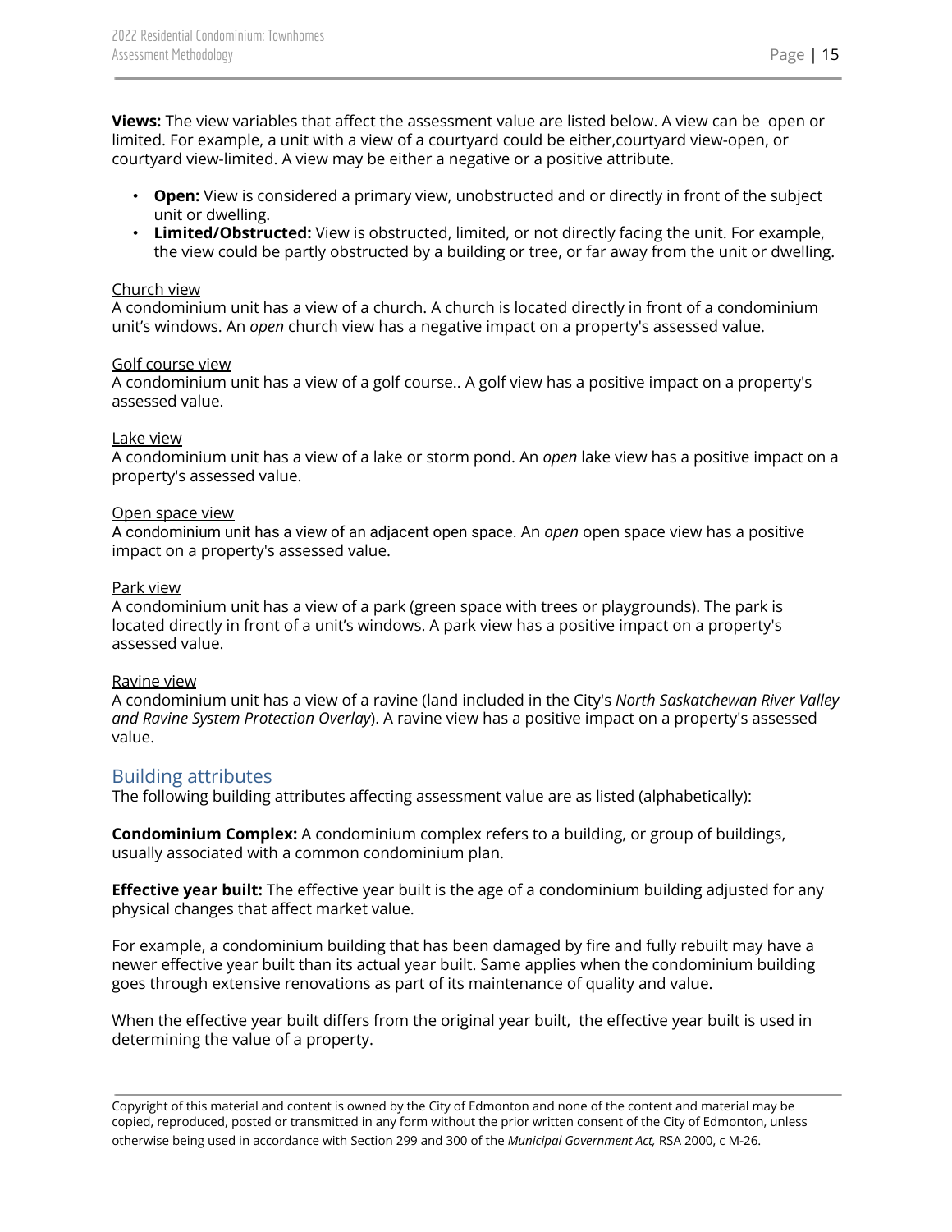**Views:** The view variables that affect the assessment value are listed below. A view can be open or limited. For example, a unit with a view of a courtyard could be either,courtyard view-open, or courtyard view-limited. A view may be either a negative or a positive attribute.

- **Open:** View is considered a primary view, unobstructed and or directly in front of the subject unit or dwelling.
- **Limited/Obstructed:** View is obstructed, limited, or not directly facing the unit. For example, the view could be partly obstructed by a building or tree, or far away from the unit or dwelling.

Church view
A condominium unit has a view of a church. A church is located directly in front of a condominium unit's windows. An *open* church view has a negative impact on a property's assessed value.

Golf course view
A condominium unit has a view of a golf course.. A golf view has a positive impact on a property's assessed value.

Lake view
A condominium unit has a view of a lake or storm pond. An *open* lake view has a positive impact on a property's assessed value.

Open space view
A condominium unit has a view of an adjacent open space. An *open* open space view has a positive impact on a property's assessed value.

Park view
A condominium unit has a view of a park (green space with trees or playgrounds). The park is located directly in front of a unit's windows. A park view has a positive impact on a property's assessed value.

Ravine view
A condominium unit has a view of a ravine (land included in the City's *North Saskatchewan River Valley and Ravine System Protection Overlay*). A ravine view has a positive impact on a property's assessed value.

## Building attributes

The following building attributes affecting assessment value are as listed (alphabetically):

**Condominium Complex:** A condominium complex refers to a building, or group of buildings, usually associated with a common condominium plan.

**Effective year built:** The effective year built is the age of a condominium building adjusted for any physical changes that affect market value.

For example, a condominium building that has been damaged by fire and fully rebuilt may have a newer effective year built than its actual year built. Same applies when the condominium building goes through extensive renovations as part of its maintenance of quality and value.

When the effective year built differs from the original year built, the effective year built is used in determining the value of a property.

Copyright of this material and content is owned by the City of Edmonton and none of the content and material may be copied, reproduced, posted or transmitted in any form without the prior written consent of the City of Edmonton, unless otherwise being used in accordance with Section 299 and 300 of the *Municipal Government Act,* RSA 2000, c M-26.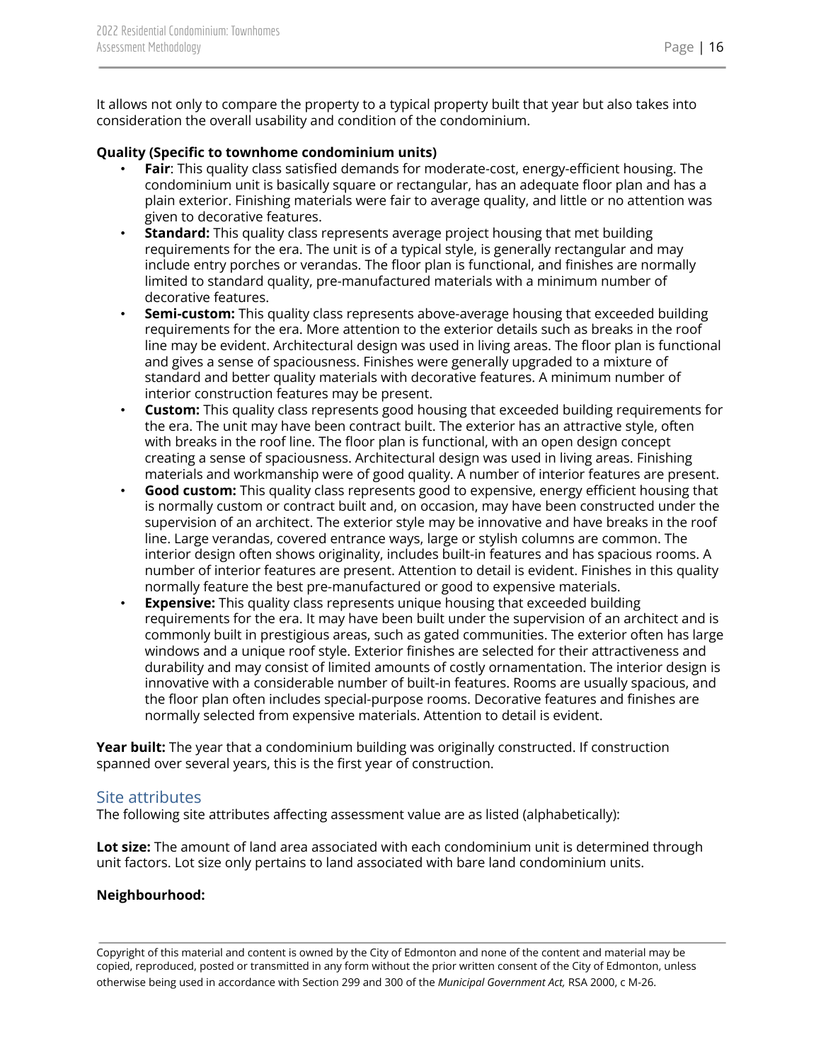It allows not only to compare the property to a typical property built that year but also takes into consideration the overall usability and condition of the condominium.

**Quality (Specific to townhome condominium units)**

- **Fair**: This quality class satisfied demands for moderate-cost, energy-efficient housing. The condominium unit is basically square or rectangular, has an adequate floor plan and has a plain exterior. Finishing materials were fair to average quality, and little or no attention was given to decorative features.
- **Standard:** This quality class represents average project housing that met building requirements for the era. The unit is of a typical style, is generally rectangular and may include entry porches or verandas. The floor plan is functional, and finishes are normally limited to standard quality, pre-manufactured materials with a minimum number of decorative features.
- **Semi-custom:** This quality class represents above-average housing that exceeded building requirements for the era. More attention to the exterior details such as breaks in the roof line may be evident. Architectural design was used in living areas. The floor plan is functional and gives a sense of spaciousness. Finishes were generally upgraded to a mixture of standard and better quality materials with decorative features. A minimum number of interior construction features may be present.
- **Custom:** This quality class represents good housing that exceeded building requirements for the era. The unit may have been contract built. The exterior has an attractive style, often with breaks in the roof line. The floor plan is functional, with an open design concept creating a sense of spaciousness. Architectural design was used in living areas. Finishing materials and workmanship were of good quality. A number of interior features are present.
- **Good custom:** This quality class represents good to expensive, energy efficient housing that is normally custom or contract built and, on occasion, may have been constructed under the supervision of an architect. The exterior style may be innovative and have breaks in the roof line. Large verandas, covered entrance ways, large or stylish columns are common. The interior design often shows originality, includes built-in features and has spacious rooms. A number of interior features are present. Attention to detail is evident. Finishes in this quality normally feature the best pre-manufactured or good to expensive materials.
- **Expensive:** This quality class represents unique housing that exceeded building requirements for the era. It may have been built under the supervision of an architect and is commonly built in prestigious areas, such as gated communities. The exterior often has large windows and a unique roof style. Exterior finishes are selected for their attractiveness and durability and may consist of limited amounts of costly ornamentation. The interior design is innovative with a considerable number of built-in features. Rooms are usually spacious, and the floor plan often includes special-purpose rooms. Decorative features and finishes are normally selected from expensive materials. Attention to detail is evident.

**Year built:** The year that a condominium building was originally constructed. If construction spanned over several years, this is the first year of construction.

## Site attributes

The following site attributes affecting assessment value are as listed (alphabetically):

**Lot size:** The amount of land area associated with each condominium unit is determined through unit factors. Lot size only pertains to land associated with bare land condominium units.

**Neighbourhood:**

Copyright of this material and content is owned by the City of Edmonton and none of the content and material may be copied, reproduced, posted or transmitted in any form without the prior written consent of the City of Edmonton, unless otherwise being used in accordance with Section 299 and 300 of the *Municipal Government Act,* RSA 2000, c M-26.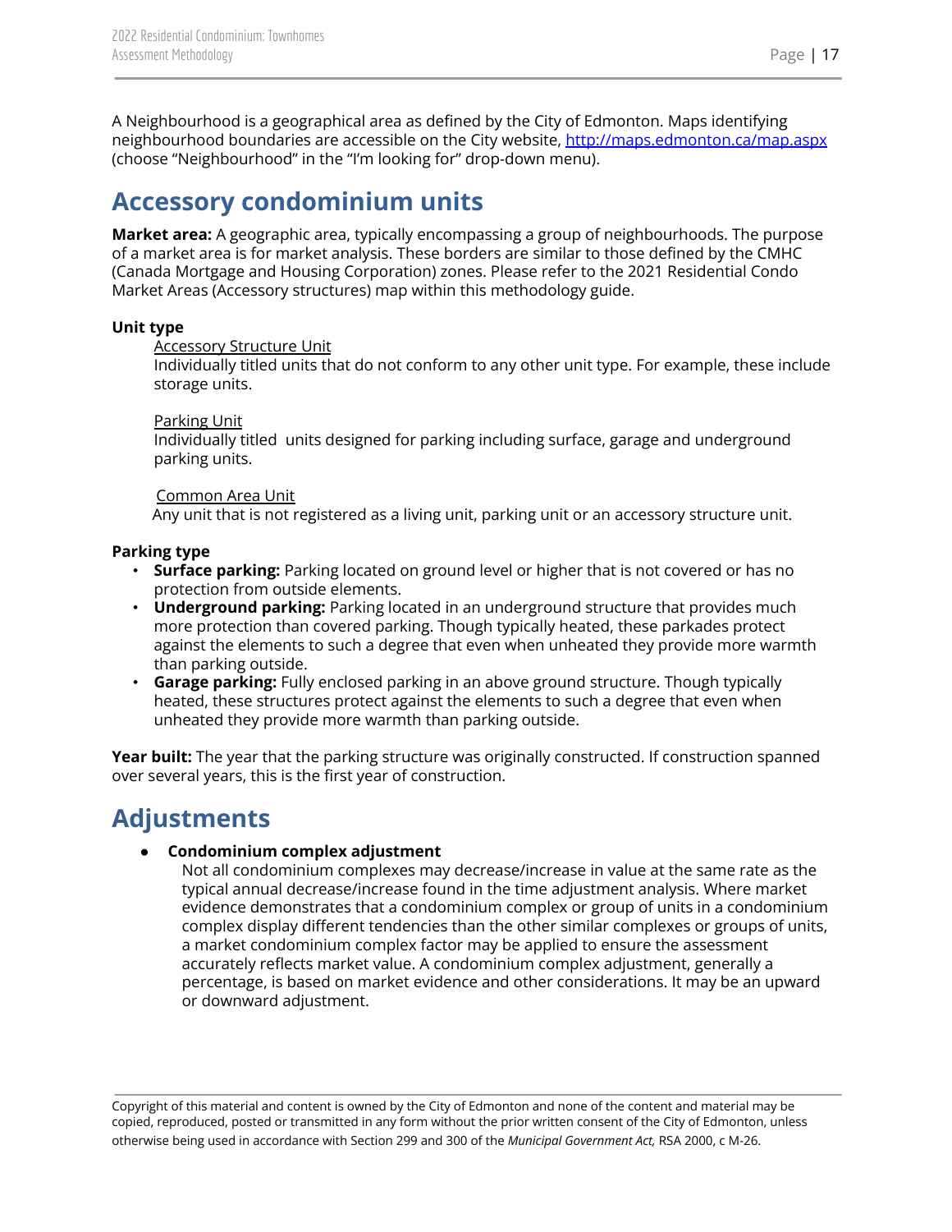A Neighbourhood is a geographical area as defined by the City of Edmonton. Maps identifying neighbourhood boundaries are accessible on the City website, [http://maps.edmonton.ca/map.aspx](http://maps.edmonton.ca/map.aspx) (choose "Neighbourhood" in the "I'm looking for" drop-down menu).

# Accessory condominium units

**Market area:** A geographic area, typically encompassing a group of neighbourhoods. The purpose of a market area is for market analysis. These borders are similar to those defined by the CMHC (Canada Mortgage and Housing Corporation) zones. Please refer to the 2021 Residential Condo Market Areas (Accessory structures) map within this methodology guide.

**Unit type**

Accessory Structure Unit
Individually titled units that do not conform to any other unit type. For example, these include storage units.

Parking Unit
Individually titled units designed for parking including surface, garage and underground parking units.

Common Area Unit
Any unit that is not registered as a living unit, parking unit or an accessory structure unit.

**Parking type**

- **Surface parking:** Parking located on ground level or higher that is not covered or has no protection from outside elements.
- **Underground parking:** Parking located in an underground structure that provides much more protection than covered parking. Though typically heated, these parkades protect against the elements to such a degree that even when unheated they provide more warmth than parking outside.
- **Garage parking:** Fully enclosed parking in an above ground structure. Though typically heated, these structures protect against the elements to such a degree that even when unheated they provide more warmth than parking outside.

**Year built:** The year that the parking structure was originally constructed. If construction spanned over several years, this is the first year of construction.

# Adjustments

- **Condominium complex adjustment**
  Not all condominium complexes may decrease/increase in value at the same rate as the typical annual decrease/increase found in the time adjustment analysis. Where market evidence demonstrates that a condominium complex or group of units in a condominium complex display different tendencies than the other similar complexes or groups of units, a market condominium complex factor may be applied to ensure the assessment accurately reflects market value. A condominium complex adjustment, generally a percentage, is based on market evidence and other considerations. It may be an upward or downward adjustment.

Copyright of this material and content is owned by the City of Edmonton and none of the content and material may be copied, reproduced, posted or transmitted in any form without the prior written consent of the City of Edmonton, unless otherwise being used in accordance with Section 299 and 300 of the *Municipal Government Act,* RSA 2000, c M-26.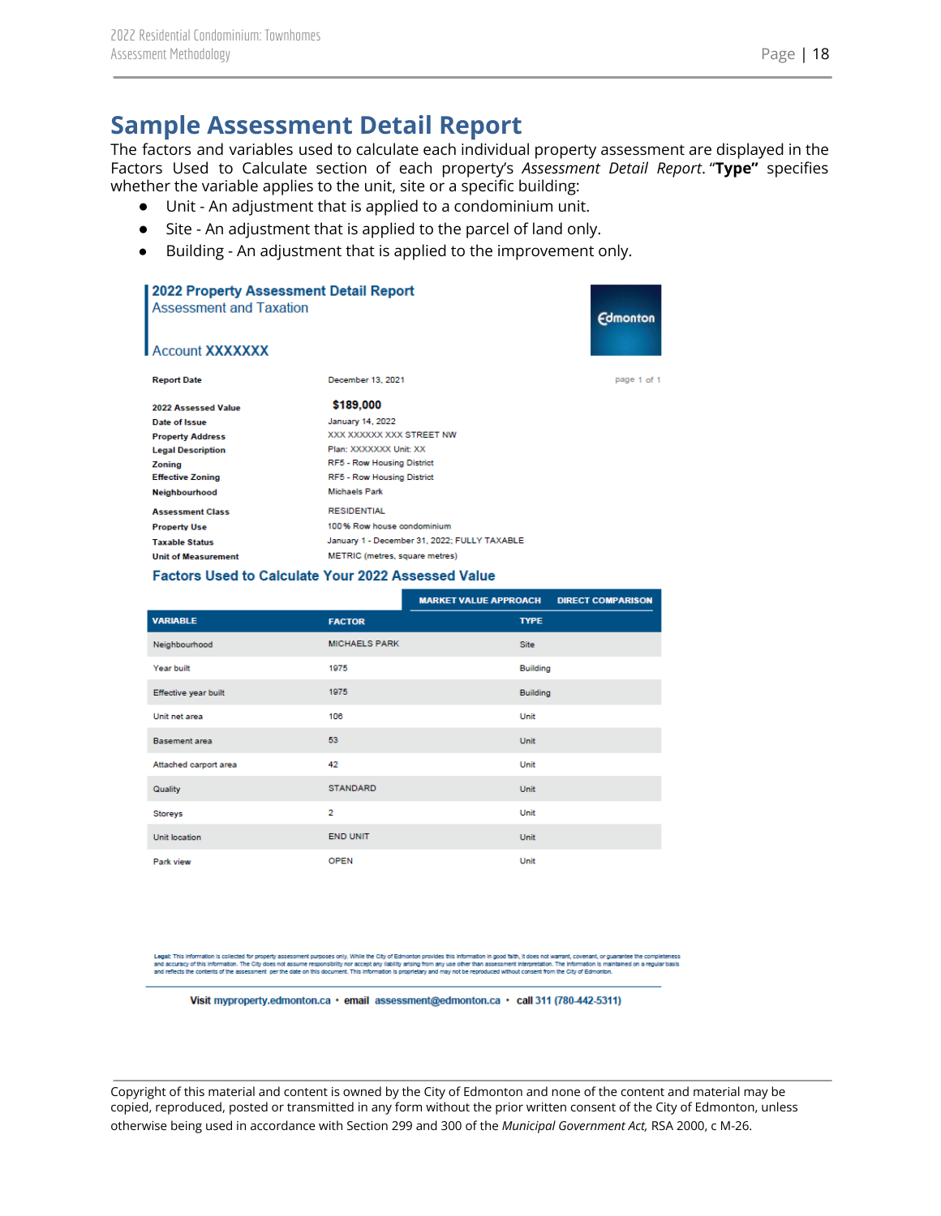# Sample Assessment Detail Report

The factors and variables used to calculate each individual property assessment are displayed in the Factors Used to Calculate section of each property's *Assessment Detail Report*. "**Type"** specifies whether the variable applies to the unit, site or a specific building:

- Unit - An adjustment that is applied to a condominium unit.
- Site - An adjustment that is applied to the parcel of land only.
- Building - An adjustment that is applied to the improvement only.

## 2022 Property Assessment Detail Report

Assessment and Taxation

Edmonton

Account XXXXXXX

| | | |
|---|---|---|
| **Report Date** | December 13, 2021 | page 1 of 1 |
| **2022 Assessed Value** | **$189,000** | |
| **Date of Issue** | January 14, 2022 | |
| **Property Address** | XXX XXXXXX XXX STREET NW | |
| **Legal Description** | Plan: XXXXXXX Unit: XX | |
| **Zoning** | RF5 - Row Housing District | |
| **Effective Zoning** | RF5 - Row Housing District | |
| **Neighbourhood** | Michaels Park | |
| **Assessment Class** | RESIDENTIAL | |
| **Property Use** | 100% Row house condominium | |
| **Taxable Status** | January 1 - December 31, 2022: FULLY TAXABLE | |
| **Unit of Measurement** | METRIC (metres, square metres) | |

### Factors Used to Calculate Your 2022 Assessed Value

| | | MARKET VALUE APPROACH: DIRECT COMPARISON |
|---|---|---|
| **VARIABLE** | **FACTOR** | **TYPE** |
| Neighbourhood | MICHAELS PARK | Site |
| Year built | 1975 | Building |
| Effective year built | 1975 | Building |
| Unit net area | 106 | Unit |
| Basement area | 53 | Unit |
| Attached carport area | 42 | Unit |
| Quality | STANDARD | Unit |
| Storeys | 2 | Unit |
| Unit location | END UNIT | Unit |
| Park view | OPEN | Unit |

Legal: This information is collected for property assessment purposes only. While the City of Edmonton provides this information in good faith, it does not warrant, covenant, or guarantee the completeness and accuracy of this information. The City does not assume responsibility nor accept any liability arising from any use other than assessment interpretation. The information is maintained on a regular basis and reflects the contents of the assessment per the date on this document. This information is proprietary and may not be reproduced without consent from the City of Edmonton.

**Visit** mypropertv.edmonton.ca • **email** assessment@edmonton.ca • **call** 311 (780-442-5311)

Copyright of this material and content is owned by the City of Edmonton and none of the content and material may be copied, reproduced, posted or transmitted in any form without the prior written consent of the City of Edmonton, unless otherwise being used in accordance with Section 299 and 300 of the *Municipal Government Act,* RSA 2000, c M-26.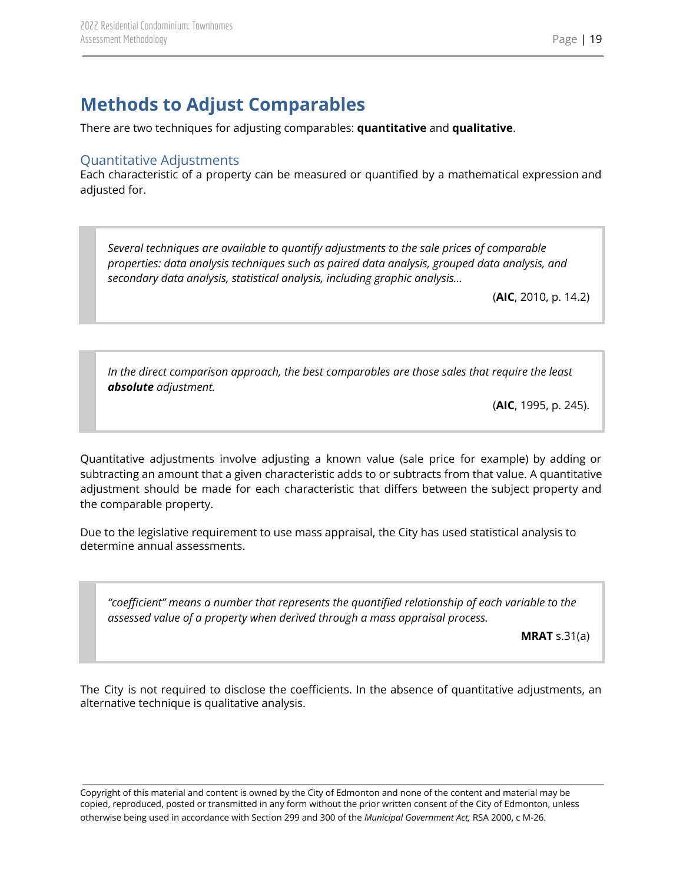## Methods to Adjust Comparables

There are two techniques for adjusting comparables: **quantitative** and **qualitative**.

### Quantitative Adjustments

Each characteristic of a property can be measured or quantified by a mathematical expression and adjusted for.

> *Several techniques are available to quantify adjustments to the sale prices of comparable properties: data analysis techniques such as paired data analysis, grouped data analysis, and secondary data analysis, statistical analysis, including graphic analysis…*
>
> (**AIC**, 2010, p. 14.2)

> *In the direct comparison approach, the best comparables are those sales that require the least* ***absolute*** *adjustment.*
>
> (**AIC**, 1995, p. 245).

Quantitative adjustments involve adjusting a known value (sale price for example) by adding or subtracting an amount that a given characteristic adds to or subtracts from that value. A quantitative adjustment should be made for each characteristic that differs between the subject property and the comparable property.

Due to the legislative requirement to use mass appraisal, the City has used statistical analysis to determine annual assessments.

> *"coefficient" means a number that represents the quantified relationship of each variable to the assessed value of a property when derived through a mass appraisal process.*
>
> **MRAT** s.31(a)

The City is not required to disclose the coefficients. In the absence of quantitative adjustments, an alternative technique is qualitative analysis.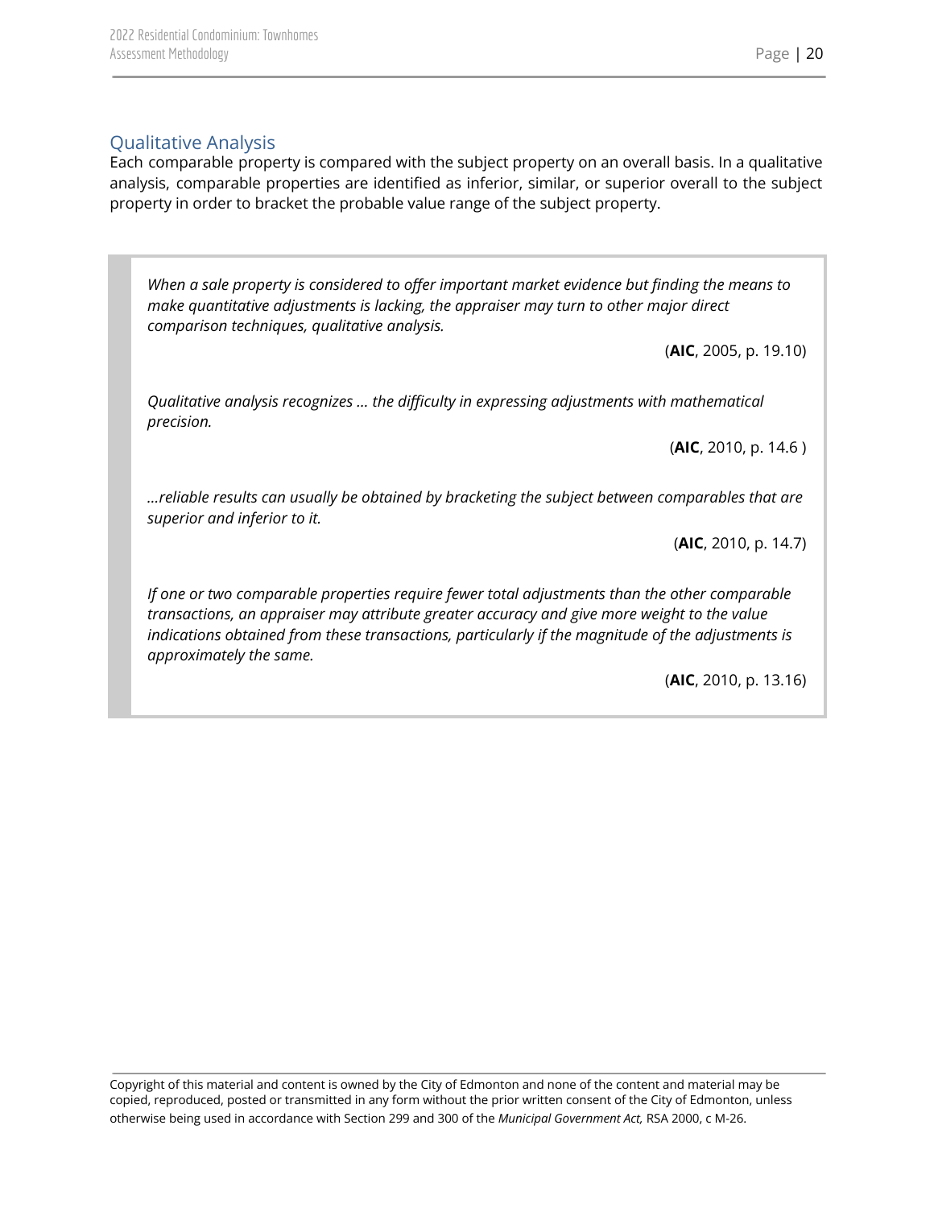## Qualitative Analysis

Each comparable property is compared with the subject property on an overall basis. In a qualitative analysis, comparable properties are identified as inferior, similar, or superior overall to the subject property in order to bracket the probable value range of the subject property.

> *When a sale property is considered to offer important market evidence but finding the means to make quantitative adjustments is lacking, the appraiser may turn to other major direct comparison techniques, qualitative analysis.*
>
> (**AIC**, 2005, p. 19.10)
>
> *Qualitative analysis recognizes … the difficulty in expressing adjustments with mathematical precision.*
>
> (**AIC**, 2010, p. 14.6 )
>
> *…reliable results can usually be obtained by bracketing the subject between comparables that are superior and inferior to it.*
>
> (**AIC**, 2010, p. 14.7)
>
> *If one or two comparable properties require fewer total adjustments than the other comparable transactions, an appraiser may attribute greater accuracy and give more weight to the value indications obtained from these transactions, particularly if the magnitude of the adjustments is approximately the same.*
>
> (**AIC**, 2010, p. 13.16)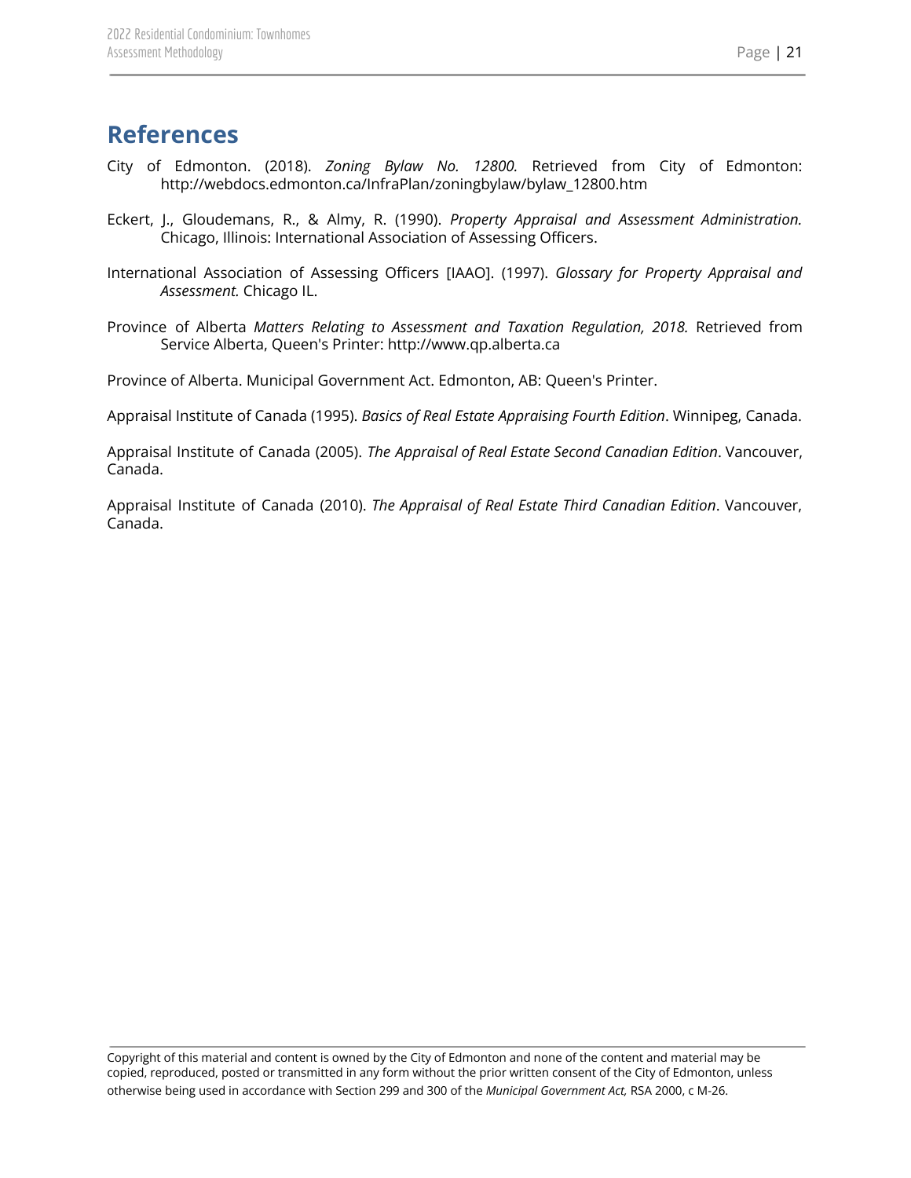# References

City of Edmonton. (2018). *Zoning Bylaw No. 12800.* Retrieved from City of Edmonton: http://webdocs.edmonton.ca/InfraPlan/zoningbylaw/bylaw_12800.htm

Eckert, J., Gloudemans, R., & Almy, R. (1990). *Property Appraisal and Assessment Administration.* Chicago, Illinois: International Association of Assessing Officers.

International Association of Assessing Officers [IAAO]. (1997). *Glossary for Property Appraisal and Assessment.* Chicago IL.

Province of Alberta *Matters Relating to Assessment and Taxation Regulation, 2018.* Retrieved from Service Alberta, Queen's Printer: http://www.qp.alberta.ca

Province of Alberta. Municipal Government Act. Edmonton, AB: Queen's Printer.

Appraisal Institute of Canada (1995). *Basics of Real Estate Appraising Fourth Edition*. Winnipeg, Canada.

Appraisal Institute of Canada (2005). *The Appraisal of Real Estate Second Canadian Edition*. Vancouver, Canada.

Appraisal Institute of Canada (2010). *The Appraisal of Real Estate Third Canadian Edition*. Vancouver, Canada.

Copyright of this material and content is owned by the City of Edmonton and none of the content and material may be copied, reproduced, posted or transmitted in any form without the prior written consent of the City of Edmonton, unless otherwise being used in accordance with Section 299 and 300 of the *Municipal Government Act,* RSA 2000, c M-26.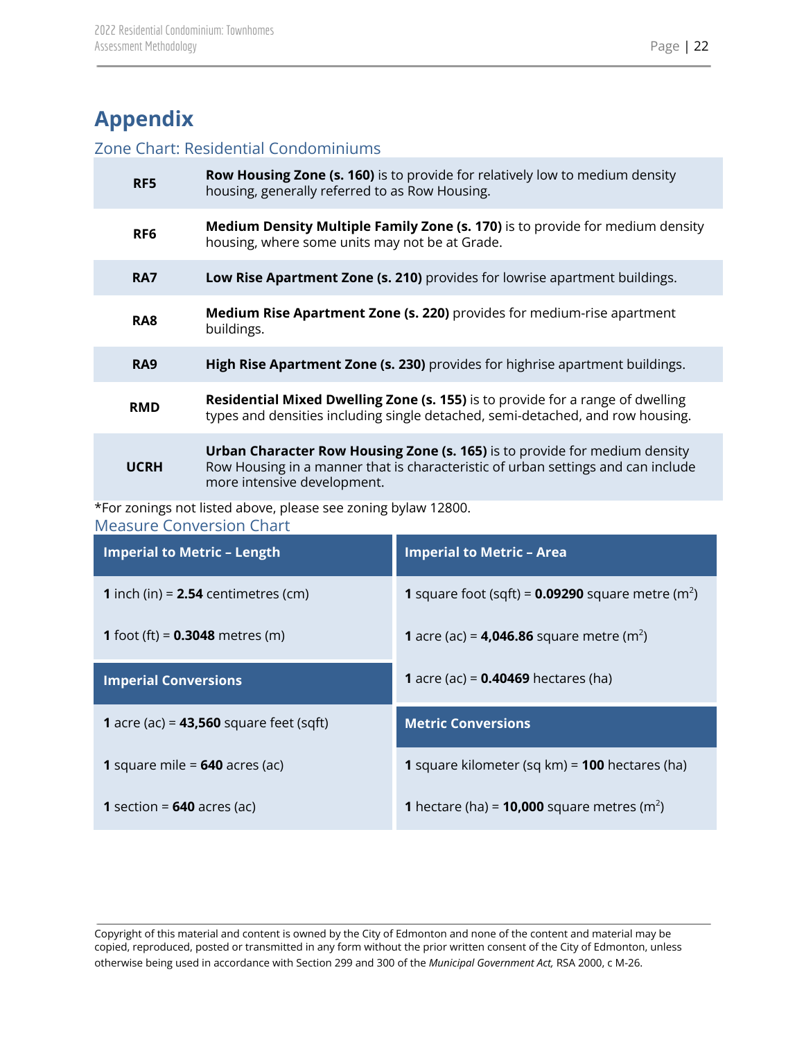# Appendix

## Zone Chart: Residential Condominiums

| Zone | Description |
|---|---|
| **RF5** | **Row Housing Zone (s. 160)** is to provide for relatively low to medium density housing, generally referred to as Row Housing. |
| **RF6** | **Medium Density Multiple Family Zone (s. 170)** is to provide for medium density housing, where some units may not be at Grade. |
| **RA7** | **Low Rise Apartment Zone (s. 210)** provides for lowrise apartment buildings. |
| **RA8** | **Medium Rise Apartment Zone (s. 220)** provides for medium-rise apartment buildings. |
| **RA9** | **High Rise Apartment Zone (s. 230)** provides for highrise apartment buildings. |
| **RMD** | **Residential Mixed Dwelling Zone (s. 155)** is to provide for a range of dwelling types and densities including single detached, semi-detached, and row housing. |
| **UCRH** | **Urban Character Row Housing Zone (s. 165)** is to provide for medium density Row Housing in a manner that is characteristic of urban settings and can include more intensive development. |

*For zonings not listed above, please see zoning bylaw 12800.

## Measure Conversion Chart

| Imperial to Metric – Length |
|---|
| **1** inch (in) = **2.54** centimetres (cm) |
| **1** foot (ft) = **0.3048** metres (m) |

| Imperial Conversions |
|---|
| **1** acre (ac) = **43,560** square feet (sqft) |
| **1** square mile = **640** acres (ac) |
| **1** section = **640** acres (ac) |

| Imperial to Metric – Area |
|---|
| **1** square foot (sqft) = **0.09290** square metre ($m^2$) |
| **1** acre (ac) = **4,046.86** square metre ($m^2$) |
| **1** acre (ac) = **0.40469** hectares (ha) |

| Metric Conversions |
|---|
| **1** square kilometer (sq km) = **100** hectares (ha) |
| **1** hectare (ha) = **10,000** square metres ($m^2$) |

Copyright of this material and content is owned by the City of Edmonton and none of the content and material may be copied, reproduced, posted or transmitted in any form without the prior written consent of the City of Edmonton, unless otherwise being used in accordance with Section 299 and 300 of the *Municipal Government Act,* RSA 2000, c M-26.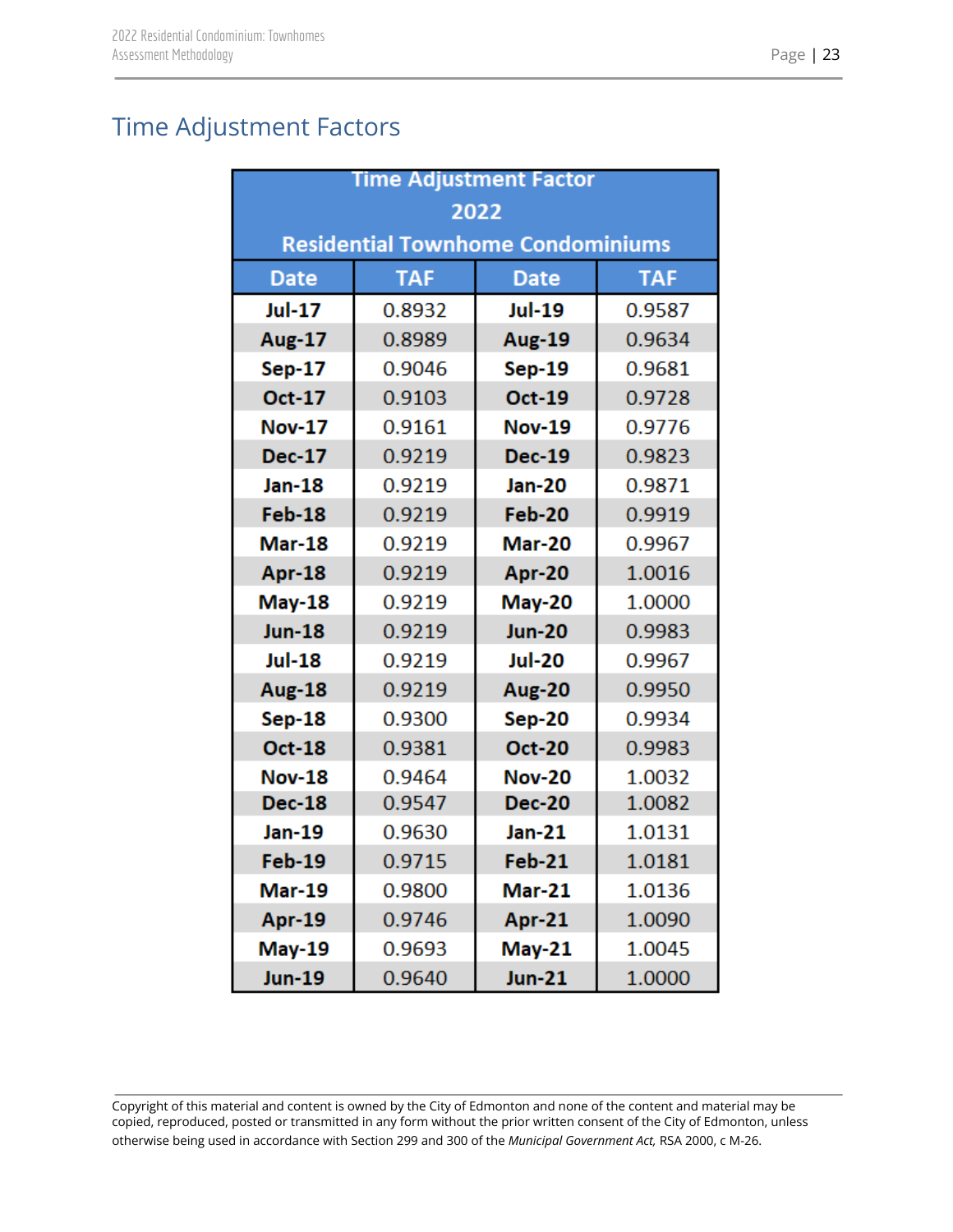## Time Adjustment Factors

| Time Adjustment Factor 2022 Residential Townhome Condominiums | | | |
|---|---|---|---|
| **Date** | **TAF** | **Date** | **TAF** |
| **Jul-17** | 0.8932 | **Jul-19** | 0.9587 |
| **Aug-17** | 0.8989 | **Aug-19** | 0.9634 |
| **Sep-17** | 0.9046 | **Sep-19** | 0.9681 |
| **Oct-17** | 0.9103 | **Oct-19** | 0.9728 |
| **Nov-17** | 0.9161 | **Nov-19** | 0.9776 |
| **Dec-17** | 0.9219 | **Dec-19** | 0.9823 |
| **Jan-18** | 0.9219 | **Jan-20** | 0.9871 |
| **Feb-18** | 0.9219 | **Feb-20** | 0.9919 |
| **Mar-18** | 0.9219 | **Mar-20** | 0.9967 |
| **Apr-18** | 0.9219 | **Apr-20** | 1.0016 |
| **May-18** | 0.9219 | **May-20** | 1.0000 |
| **Jun-18** | 0.9219 | **Jun-20** | 0.9983 |
| **Jul-18** | 0.9219 | **Jul-20** | 0.9967 |
| **Aug-18** | 0.9219 | **Aug-20** | 0.9950 |
| **Sep-18** | 0.9300 | **Sep-20** | 0.9934 |
| **Oct-18** | 0.9381 | **Oct-20** | 0.9983 |
| **Nov-18** | 0.9464 | **Nov-20** | 1.0032 |
| **Dec-18** | 0.9547 | **Dec-20** | 1.0082 |
| **Jan-19** | 0.9630 | **Jan-21** | 1.0131 |
| **Feb-19** | 0.9715 | **Feb-21** | 1.0181 |
| **Mar-19** | 0.9800 | **Mar-21** | 1.0136 |
| **Apr-19** | 0.9746 | **Apr-21** | 1.0090 |
| **May-19** | 0.9693 | **May-21** | 1.0045 |
| **Jun-19** | 0.9640 | **Jun-21** | 1.0000 |

Copyright of this material and content is owned by the City of Edmonton and none of the content and material may be copied, reproduced, posted or transmitted in any form without the prior written consent of the City of Edmonton, unless otherwise being used in accordance with Section 299 and 300 of the *Municipal Government Act,* RSA 2000, c M-26.